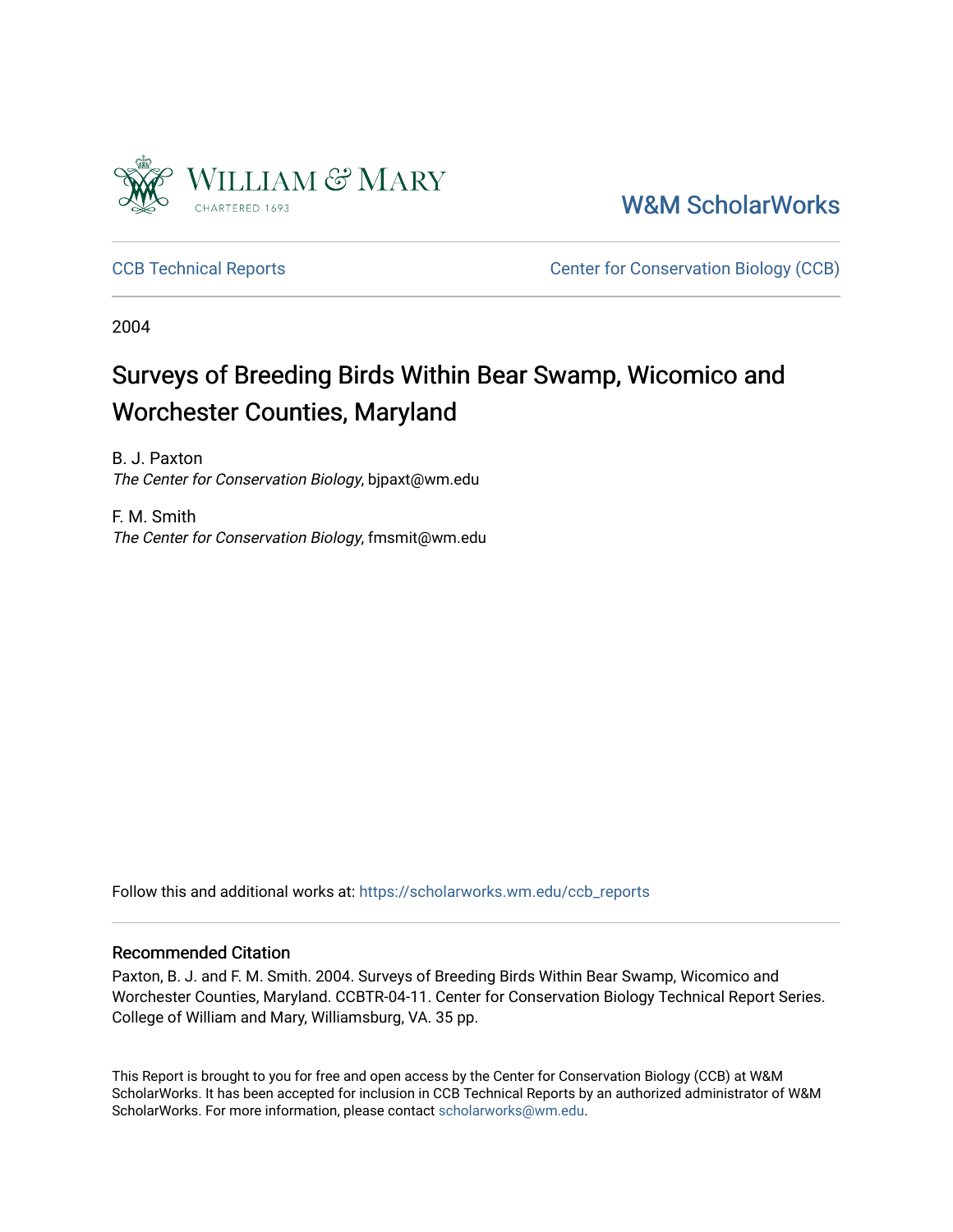W&M ScholarWorks

CCB Technical Reports

Center for Conservation Biology (CCB)

2004

# Surveys of Breeding Birds Within Bear Swamp, Wicomico and Worchester Counties, Maryland

B. J. Paxton
*The Center for Conservation Biology*, bjpaxt@wm.edu

F. M. Smith
*The Center for Conservation Biology*, fmsmit@wm.edu

Follow this and additional works at: https://scholarworks.wm.edu/ccb_reports

## Recommended Citation

Paxton, B. J. and F. M. Smith. 2004. Surveys of Breeding Birds Within Bear Swamp, Wicomico and Worchester Counties, Maryland. CCBTR-04-11. Center for Conservation Biology Technical Report Series. College of William and Mary, Williamsburg, VA. 35 pp.

This Report is brought to you for free and open access by the Center for Conservation Biology (CCB) at W&M ScholarWorks. It has been accepted for inclusion in CCB Technical Reports by an authorized administrator of W&M ScholarWorks. For more information, please contact scholarworks@wm.edu.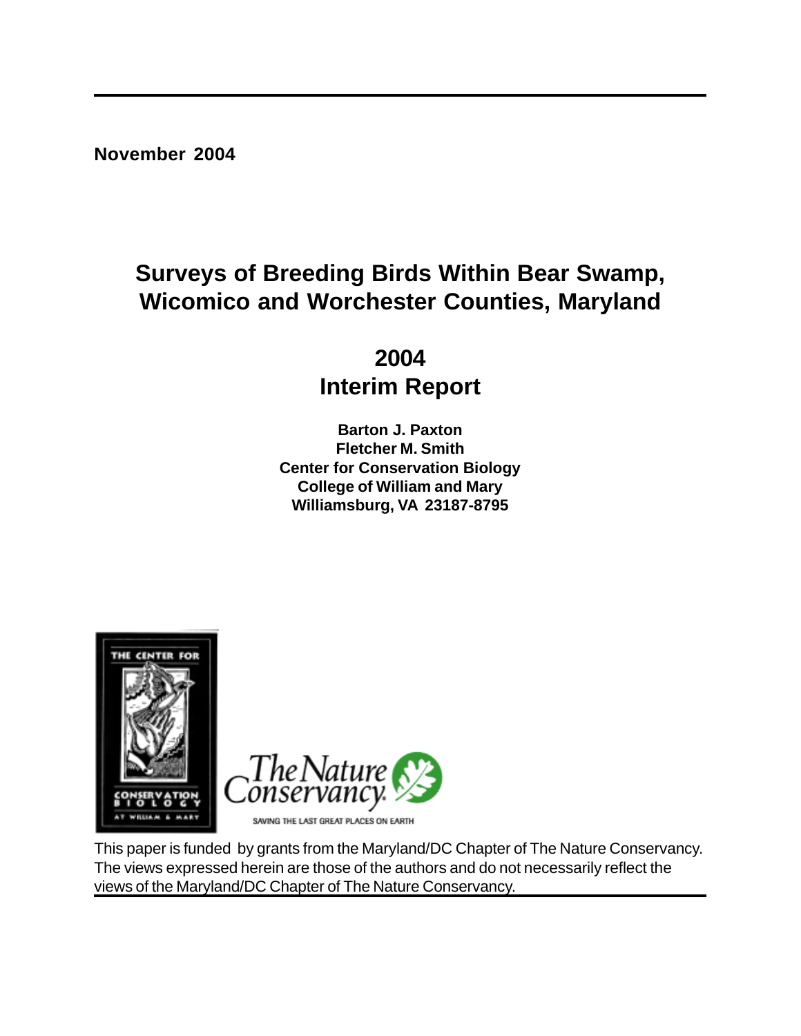**November 2004**

# Surveys of Breeding Birds Within Bear Swamp, Wicomico and Worchester Counties, Maryland

## 2004
## Interim Report

**Barton J. Paxton**
**Fletcher M. Smith**
**Center for Conservation Biology**
**College of William and Mary**
**Williamsburg, VA 23187-8795**

This paper is funded by grants from the Maryland/DC Chapter of The Nature Conservancy. The views expressed herein are those of the authors and do not necessarily reflect the views of the Maryland/DC Chapter of The Nature Conservancy.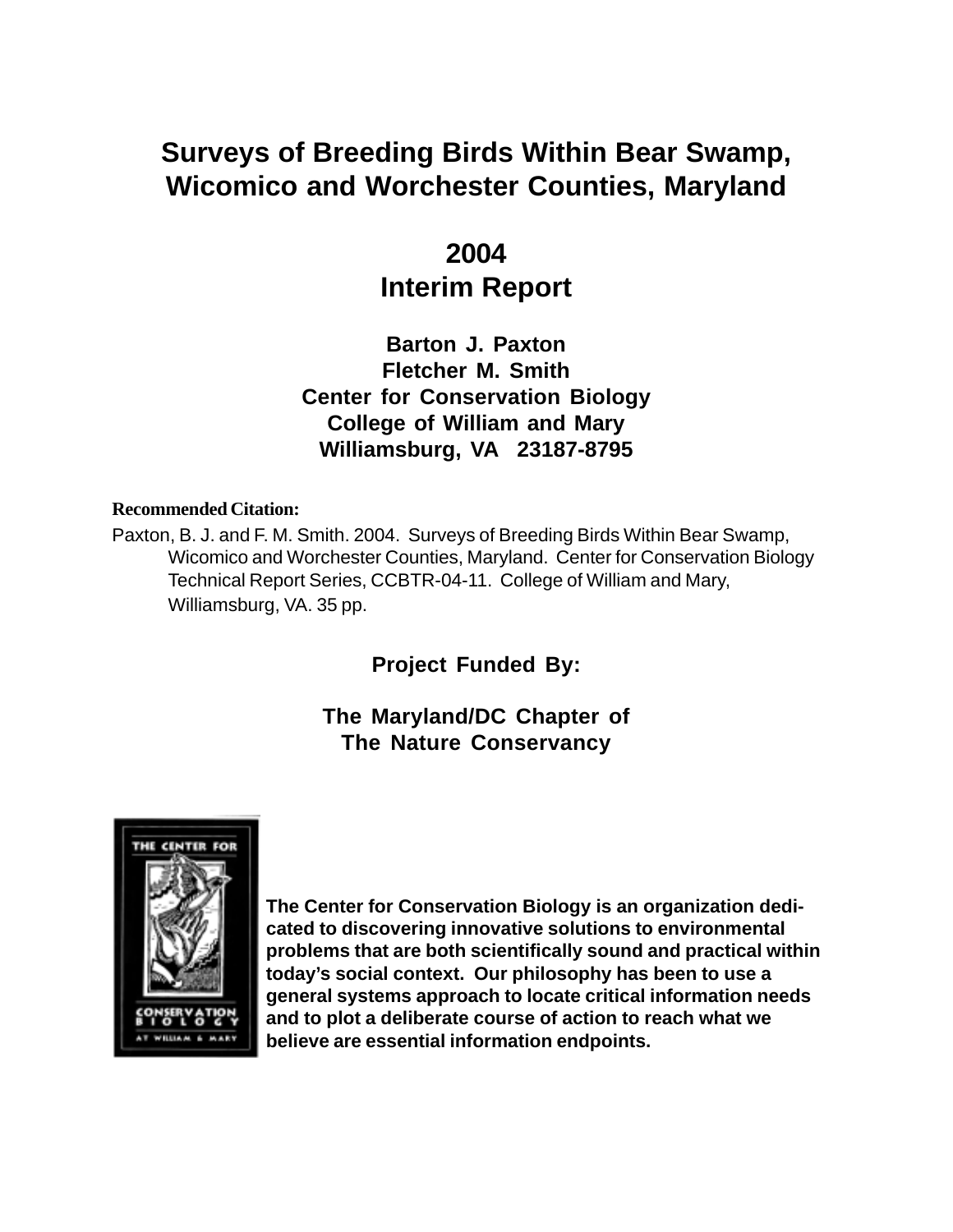# Surveys of Breeding Birds Within Bear Swamp, Wicomico and Worchester Counties, Maryland

## 2004
## Interim Report

**Barton J. Paxton**
**Fletcher M. Smith**
**Center for Conservation Biology**
**College of William and Mary**
**Williamsburg, VA 23187-8795**

**Recommended Citation:**

Paxton, B. J. and F. M. Smith. 2004. Surveys of Breeding Birds Within Bear Swamp, Wicomico and Worchester Counties, Maryland. Center for Conservation Biology Technical Report Series, CCBTR-04-11. College of William and Mary, Williamsburg, VA. 35 pp.

**Project Funded By:**

**The Maryland/DC Chapter of The Nature Conservancy**

**The Center for Conservation Biology is an organization dedicated to discovering innovative solutions to environmental problems that are both scientifically sound and practical within today's social context. Our philosophy has been to use a general systems approach to locate critical information needs and to plot a deliberate course of action to reach what we believe are essential information endpoints.**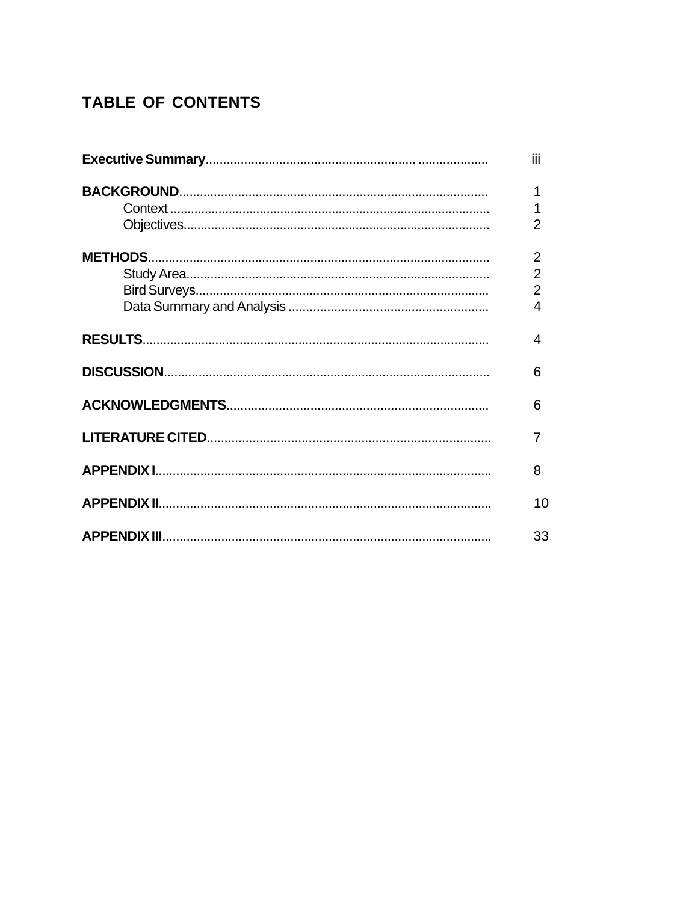# TABLE OF CONTENTS

**Executive Summary**.............................................................. .................... iii

**BACKGROUND**........................................................................................ 1
- Context ........................................................................................... 1
- Objectives....................................................................................... 2

**METHODS**.................................................................................................. 2
- Study Area...................................................................................... 2
- Bird Surveys.................................................................................... 2
- Data Summary and Analysis ......................................................... 4

**RESULTS**.................................................................................................. 4

**DISCUSSION**............................................................................................ 6

**ACKNOWLEDGMENTS**.......................................................................... 6

**LITERATURE CITED**................................................................................ 7

**APPENDIX I**............................................................................................... 8

**APPENDIX II**.............................................................................................. 10

**APPENDIX III**............................................................................................. 33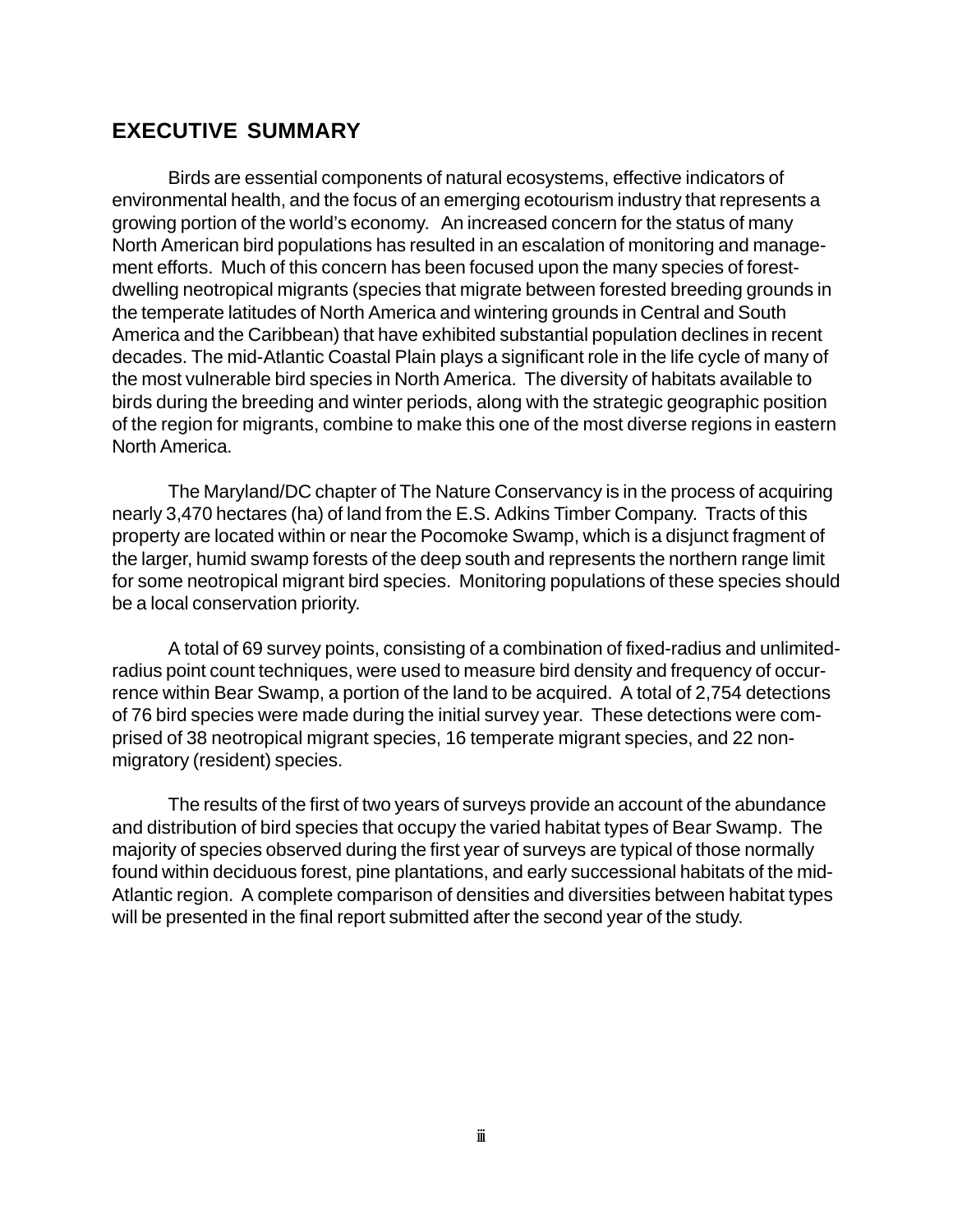## EXECUTIVE SUMMARY

Birds are essential components of natural ecosystems, effective indicators of environmental health, and the focus of an emerging ecotourism industry that represents a growing portion of the world's economy. An increased concern for the status of many North American bird populations has resulted in an escalation of monitoring and management efforts. Much of this concern has been focused upon the many species of forest-dwelling neotropical migrants (species that migrate between forested breeding grounds in the temperate latitudes of North America and wintering grounds in Central and South America and the Caribbean) that have exhibited substantial population declines in recent decades. The mid-Atlantic Coastal Plain plays a significant role in the life cycle of many of the most vulnerable bird species in North America. The diversity of habitats available to birds during the breeding and winter periods, along with the strategic geographic position of the region for migrants, combine to make this one of the most diverse regions in eastern North America.

The Maryland/DC chapter of The Nature Conservancy is in the process of acquiring nearly 3,470 hectares (ha) of land from the E.S. Adkins Timber Company. Tracts of this property are located within or near the Pocomoke Swamp, which is a disjunct fragment of the larger, humid swamp forests of the deep south and represents the northern range limit for some neotropical migrant bird species. Monitoring populations of these species should be a local conservation priority.

A total of 69 survey points, consisting of a combination of fixed-radius and unlimited-radius point count techniques, were used to measure bird density and frequency of occurrence within Bear Swamp, a portion of the land to be acquired. A total of 2,754 detections of 76 bird species were made during the initial survey year. These detections were comprised of 38 neotropical migrant species, 16 temperate migrant species, and 22 non-migratory (resident) species.

The results of the first of two years of surveys provide an account of the abundance and distribution of bird species that occupy the varied habitat types of Bear Swamp. The majority of species observed during the first year of surveys are typical of those normally found within deciduous forest, pine plantations, and early successional habitats of the mid-Atlantic region. A complete comparison of densities and diversities between habitat types will be presented in the final report submitted after the second year of the study.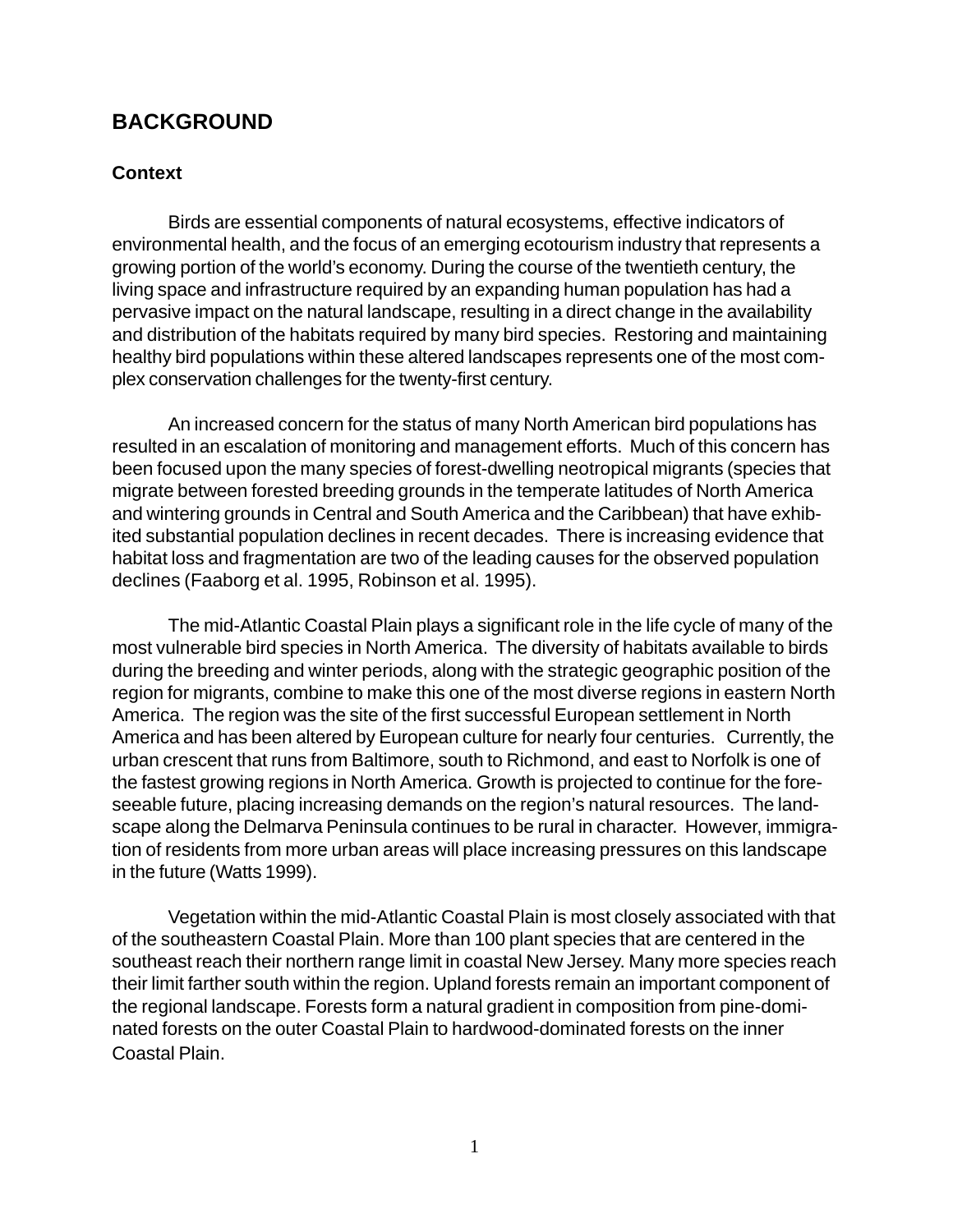## BACKGROUND

### Context

Birds are essential components of natural ecosystems, effective indicators of environmental health, and the focus of an emerging ecotourism industry that represents a growing portion of the world's economy. During the course of the twentieth century, the living space and infrastructure required by an expanding human population has had a pervasive impact on the natural landscape, resulting in a direct change in the availability and distribution of the habitats required by many bird species. Restoring and maintaining healthy bird populations within these altered landscapes represents one of the most complex conservation challenges for the twenty-first century.

An increased concern for the status of many North American bird populations has resulted in an escalation of monitoring and management efforts. Much of this concern has been focused upon the many species of forest-dwelling neotropical migrants (species that migrate between forested breeding grounds in the temperate latitudes of North America and wintering grounds in Central and South America and the Caribbean) that have exhibited substantial population declines in recent decades. There is increasing evidence that habitat loss and fragmentation are two of the leading causes for the observed population declines (Faaborg et al. 1995, Robinson et al. 1995).

The mid-Atlantic Coastal Plain plays a significant role in the life cycle of many of the most vulnerable bird species in North America. The diversity of habitats available to birds during the breeding and winter periods, along with the strategic geographic position of the region for migrants, combine to make this one of the most diverse regions in eastern North America. The region was the site of the first successful European settlement in North America and has been altered by European culture for nearly four centuries. Currently, the urban crescent that runs from Baltimore, south to Richmond, and east to Norfolk is one of the fastest growing regions in North America. Growth is projected to continue for the foreseeable future, placing increasing demands on the region's natural resources. The landscape along the Delmarva Peninsula continues to be rural in character. However, immigration of residents from more urban areas will place increasing pressures on this landscape in the future (Watts 1999).

Vegetation within the mid-Atlantic Coastal Plain is most closely associated with that of the southeastern Coastal Plain. More than 100 plant species that are centered in the southeast reach their northern range limit in coastal New Jersey. Many more species reach their limit farther south within the region. Upland forests remain an important component of the regional landscape. Forests form a natural gradient in composition from pine-dominated forests on the outer Coastal Plain to hardwood-dominated forests on the inner Coastal Plain.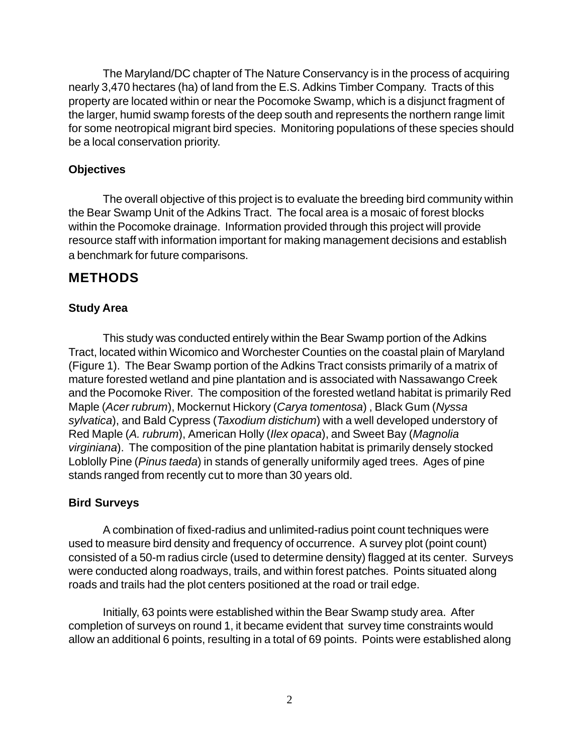The Maryland/DC chapter of The Nature Conservancy is in the process of acquiring nearly 3,470 hectares (ha) of land from the E.S. Adkins Timber Company. Tracts of this property are located within or near the Pocomoke Swamp, which is a disjunct fragment of the larger, humid swamp forests of the deep south and represents the northern range limit for some neotropical migrant bird species. Monitoring populations of these species should be a local conservation priority.

### Objectives

The overall objective of this project is to evaluate the breeding bird community within the Bear Swamp Unit of the Adkins Tract. The focal area is a mosaic of forest blocks within the Pocomoke drainage. Information provided through this project will provide resource staff with information important for making management decisions and establish a benchmark for future comparisons.

## METHODS

### Study Area

This study was conducted entirely within the Bear Swamp portion of the Adkins Tract, located within Wicomico and Worchester Counties on the coastal plain of Maryland (Figure 1). The Bear Swamp portion of the Adkins Tract consists primarily of a matrix of mature forested wetland and pine plantation and is associated with Nassawango Creek and the Pocomoke River. The composition of the forested wetland habitat is primarily Red Maple (*Acer rubrum*), Mockernut Hickory (*Carya tomentosa*) , Black Gum (*Nyssa sylvatica*), and Bald Cypress (*Taxodium distichum*) with a well developed understory of Red Maple (*A. rubrum*), American Holly (*Ilex opaca*), and Sweet Bay (*Magnolia virginiana*). The composition of the pine plantation habitat is primarily densely stocked Loblolly Pine (*Pinus taeda*) in stands of generally uniformily aged trees. Ages of pine stands ranged from recently cut to more than 30 years old.

### Bird Surveys

A combination of fixed-radius and unlimited-radius point count techniques were used to measure bird density and frequency of occurrence. A survey plot (point count) consisted of a 50-m radius circle (used to determine density) flagged at its center. Surveys were conducted along roadways, trails, and within forest patches. Points situated along roads and trails had the plot centers positioned at the road or trail edge.

Initially, 63 points were established within the Bear Swamp study area. After completion of surveys on round 1, it became evident that survey time constraints would allow an additional 6 points, resulting in a total of 69 points. Points were established along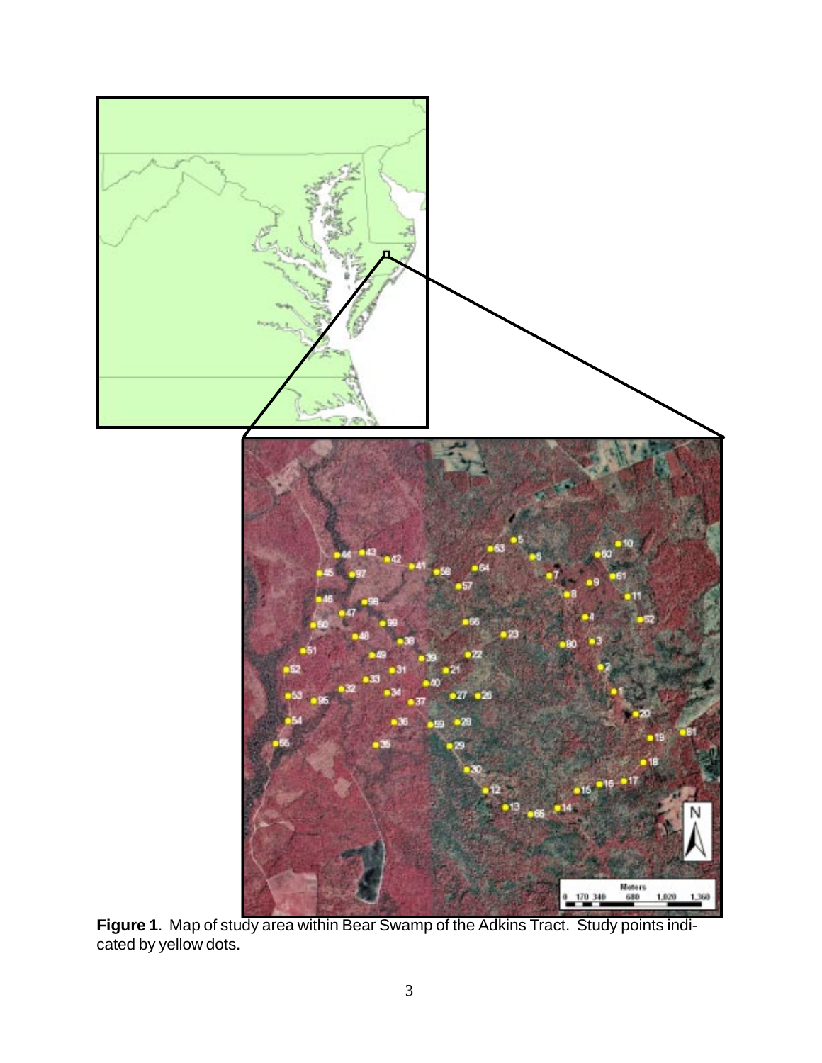**Figure 1**. Map of study area within Bear Swamp of the Adkins Tract. Study points indicated by yellow dots.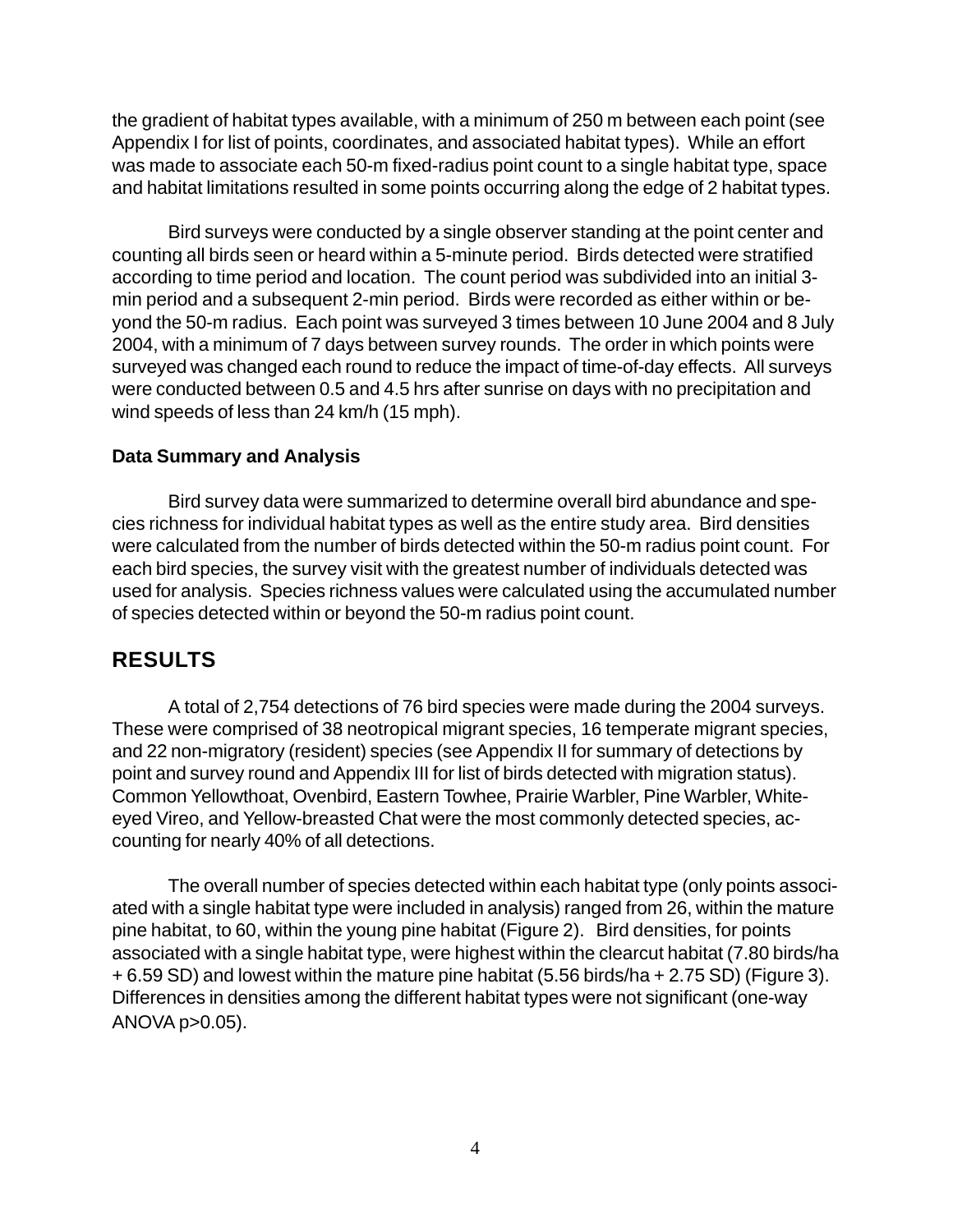the gradient of habitat types available, with a minimum of 250 m between each point (see Appendix I for list of points, coordinates, and associated habitat types). While an effort was made to associate each 50-m fixed-radius point count to a single habitat type, space and habitat limitations resulted in some points occurring along the edge of 2 habitat types.

Bird surveys were conducted by a single observer standing at the point center and counting all birds seen or heard within a 5-minute period. Birds detected were stratified according to time period and location. The count period was subdivided into an initial 3-min period and a subsequent 2-min period. Birds were recorded as either within or beyond the 50-m radius. Each point was surveyed 3 times between 10 June 2004 and 8 July 2004, with a minimum of 7 days between survey rounds. The order in which points were surveyed was changed each round to reduce the impact of time-of-day effects. All surveys were conducted between 0.5 and 4.5 hrs after sunrise on days with no precipitation and wind speeds of less than 24 km/h (15 mph).

### Data Summary and Analysis

Bird survey data were summarized to determine overall bird abundance and species richness for individual habitat types as well as the entire study area. Bird densities were calculated from the number of birds detected within the 50-m radius point count. For each bird species, the survey visit with the greatest number of individuals detected was used for analysis. Species richness values were calculated using the accumulated number of species detected within or beyond the 50-m radius point count.

## RESULTS

A total of 2,754 detections of 76 bird species were made during the 2004 surveys. These were comprised of 38 neotropical migrant species, 16 temperate migrant species, and 22 non-migratory (resident) species (see Appendix II for summary of detections by point and survey round and Appendix III for list of birds detected with migration status). Common Yellowthoat, Ovenbird, Eastern Towhee, Prairie Warbler, Pine Warbler, White-eyed Vireo, and Yellow-breasted Chat were the most commonly detected species, accounting for nearly 40% of all detections.

The overall number of species detected within each habitat type (only points associated with a single habitat type were included in analysis) ranged from 26, within the mature pine habitat, to 60, within the young pine habitat (Figure 2). Bird densities, for points associated with a single habitat type, were highest within the clearcut habitat (7.80 birds/ha + 6.59 SD) and lowest within the mature pine habitat (5.56 birds/ha + 2.75 SD) (Figure 3). Differences in densities among the different habitat types were not significant (one-way ANOVA $p>0.05$).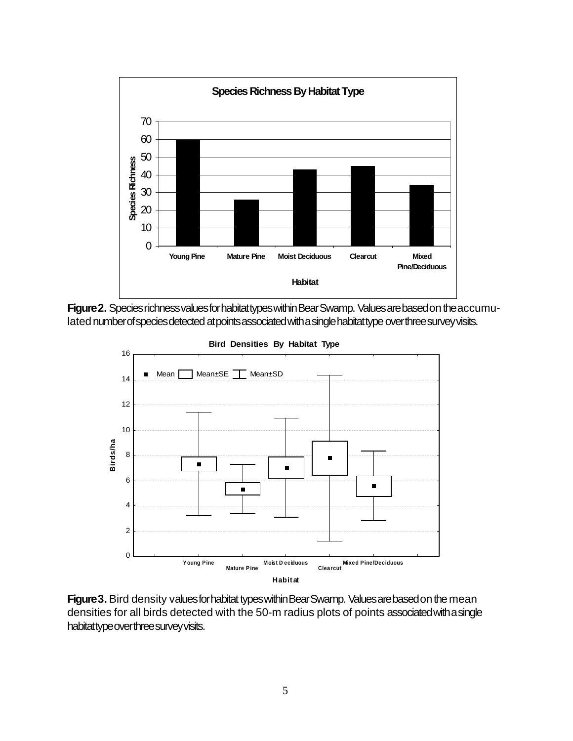**Figure 2.** Species richness values for habitat types within Bear Swamp. Values are based on the accumulated number of species detected at points associated with a single habitat type over three survey visits.

**Figure 3.** Bird density values for habitat types within Bear Swamp. Values are based on the mean densities for all birds detected with the 50-m radius plots of points associated with a single habitat type over three survey visits.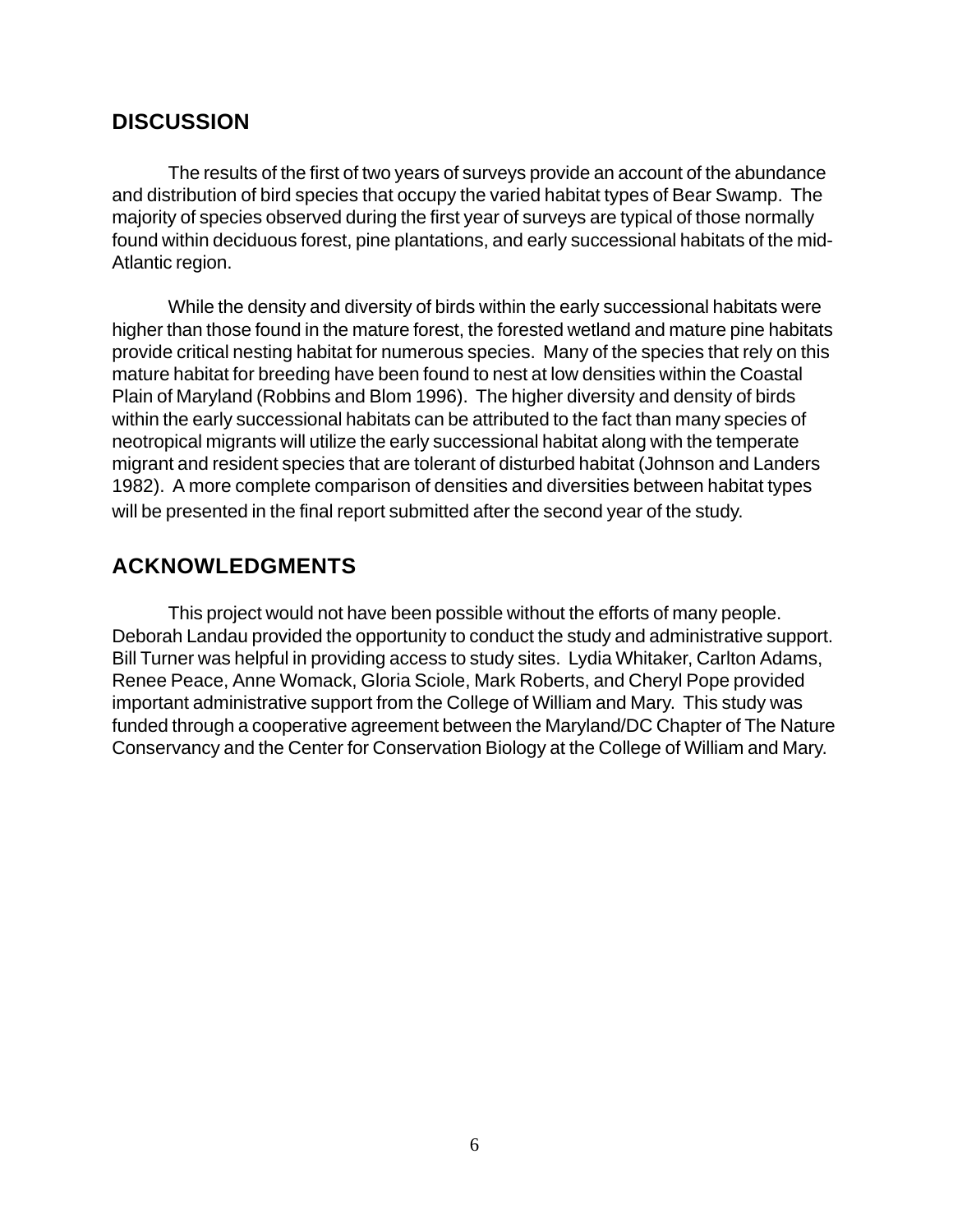## DISCUSSION

The results of the first of two years of surveys provide an account of the abundance and distribution of bird species that occupy the varied habitat types of Bear Swamp. The majority of species observed during the first year of surveys are typical of those normally found within deciduous forest, pine plantations, and early successional habitats of the mid-Atlantic region.

While the density and diversity of birds within the early successional habitats were higher than those found in the mature forest, the forested wetland and mature pine habitats provide critical nesting habitat for numerous species. Many of the species that rely on this mature habitat for breeding have been found to nest at low densities within the Coastal Plain of Maryland (Robbins and Blom 1996). The higher diversity and density of birds within the early successional habitats can be attributed to the fact than many species of neotropical migrants will utilize the early successional habitat along with the temperate migrant and resident species that are tolerant of disturbed habitat (Johnson and Landers 1982). A more complete comparison of densities and diversities between habitat types will be presented in the final report submitted after the second year of the study.

## ACKNOWLEDGMENTS

This project would not have been possible without the efforts of many people. Deborah Landau provided the opportunity to conduct the study and administrative support. Bill Turner was helpful in providing access to study sites. Lydia Whitaker, Carlton Adams, Renee Peace, Anne Womack, Gloria Sciole, Mark Roberts, and Cheryl Pope provided important administrative support from the College of William and Mary. This study was funded through a cooperative agreement between the Maryland/DC Chapter of The Nature Conservancy and the Center for Conservation Biology at the College of William and Mary.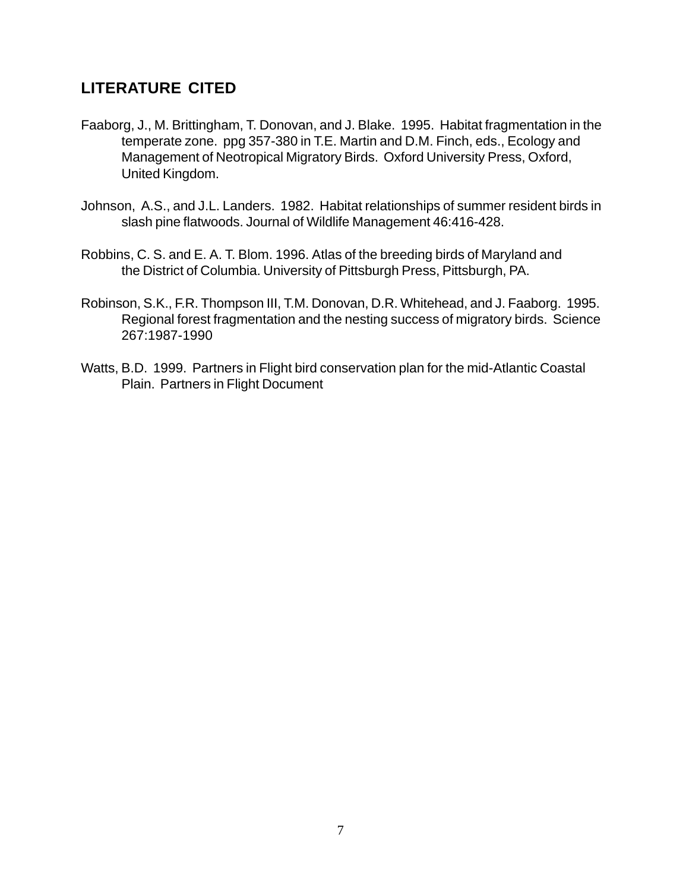## LITERATURE CITED

Faaborg, J., M. Brittingham, T. Donovan, and J. Blake. 1995. Habitat fragmentation in the temperate zone. ppg 357-380 in T.E. Martin and D.M. Finch, eds., Ecology and Management of Neotropical Migratory Birds. Oxford University Press, Oxford, United Kingdom.

Johnson, A.S., and J.L. Landers. 1982. Habitat relationships of summer resident birds in slash pine flatwoods. Journal of Wildlife Management 46:416-428.

Robbins, C. S. and E. A. T. Blom. 1996. Atlas of the breeding birds of Maryland and the District of Columbia. University of Pittsburgh Press, Pittsburgh, PA.

Robinson, S.K., F.R. Thompson III, T.M. Donovan, D.R. Whitehead, and J. Faaborg. 1995. Regional forest fragmentation and the nesting success of migratory birds. Science 267:1987-1990

Watts, B.D. 1999. Partners in Flight bird conservation plan for the mid-Atlantic Coastal Plain. Partners in Flight Document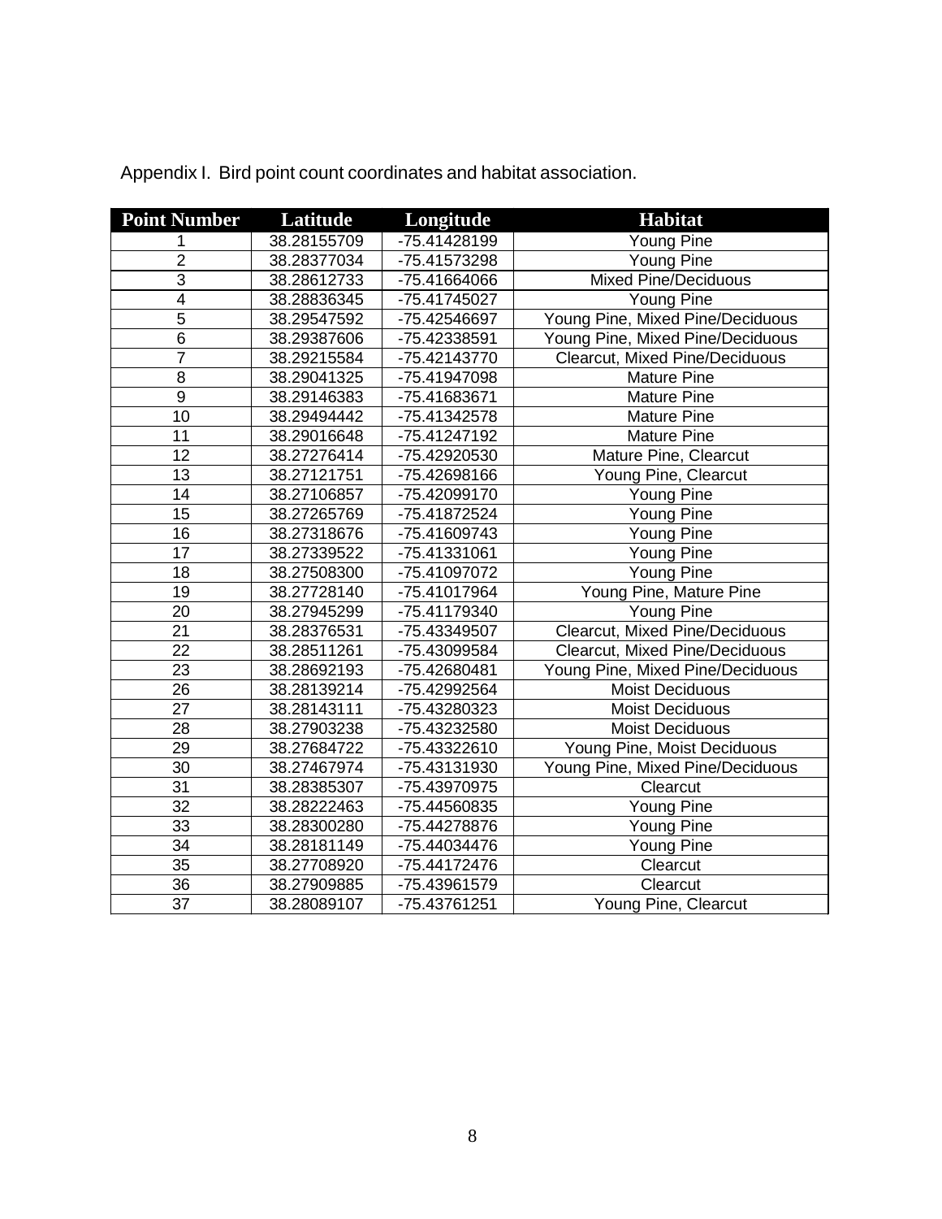Appendix I. Bird point count coordinates and habitat association.

| Point Number | Latitude | Longitude | Habitat |
|---|---|---|---|
| 1 | 38.28155709 | -75.41428199 | Young Pine |
| 2 | 38.28377034 | -75.41573298 | Young Pine |
| 3 | 38.28612733 | -75.41664066 | Mixed Pine/Deciduous |
| 4 | 38.28836345 | -75.41745027 | Young Pine |
| 5 | 38.29547592 | -75.42546697 | Young Pine, Mixed Pine/Deciduous |
| 6 | 38.29387606 | -75.42338591 | Young Pine, Mixed Pine/Deciduous |
| 7 | 38.29215584 | -75.42143770 | Clearcut, Mixed Pine/Deciduous |
| 8 | 38.29041325 | -75.41947098 | Mature Pine |
| 9 | 38.29146383 | -75.41683671 | Mature Pine |
| 10 | 38.29494442 | -75.41342578 | Mature Pine |
| 11 | 38.29016648 | -75.41247192 | Mature Pine |
| 12 | 38.27276414 | -75.42920530 | Mature Pine, Clearcut |
| 13 | 38.27121751 | -75.42698166 | Young Pine, Clearcut |
| 14 | 38.27106857 | -75.42099170 | Young Pine |
| 15 | 38.27265769 | -75.41872524 | Young Pine |
| 16 | 38.27318676 | -75.41609743 | Young Pine |
| 17 | 38.27339522 | -75.41331061 | Young Pine |
| 18 | 38.27508300 | -75.41097072 | Young Pine |
| 19 | 38.27728140 | -75.41017964 | Young Pine, Mature Pine |
| 20 | 38.27945299 | -75.41179340 | Young Pine |
| 21 | 38.28376531 | -75.43349507 | Clearcut, Mixed Pine/Deciduous |
| 22 | 38.28511261 | -75.43099584 | Clearcut, Mixed Pine/Deciduous |
| 23 | 38.28692193 | -75.42680481 | Young Pine, Mixed Pine/Deciduous |
| 26 | 38.28139214 | -75.42992564 | Moist Deciduous |
| 27 | 38.28143111 | -75.43280323 | Moist Deciduous |
| 28 | 38.27903238 | -75.43232580 | Moist Deciduous |
| 29 | 38.27684722 | -75.43322610 | Young Pine, Moist Deciduous |
| 30 | 38.27467974 | -75.43131930 | Young Pine, Mixed Pine/Deciduous |
| 31 | 38.28385307 | -75.43970975 | Clearcut |
| 32 | 38.28222463 | -75.44560835 | Young Pine |
| 33 | 38.28300280 | -75.44278876 | Young Pine |
| 34 | 38.28181149 | -75.44034476 | Young Pine |
| 35 | 38.27708920 | -75.44172476 | Clearcut |
| 36 | 38.27909885 | -75.43961579 | Clearcut |
| 37 | 38.28089107 | -75.43761251 | Young Pine, Clearcut |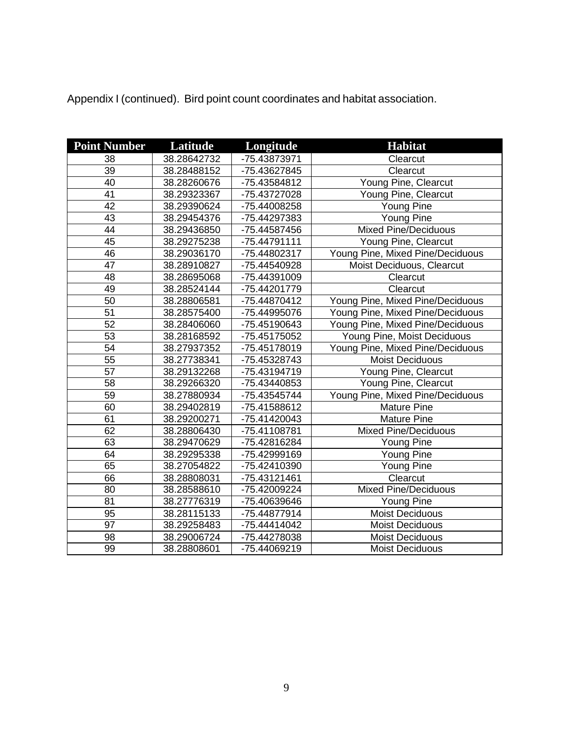Appendix I (continued).  Bird point count coordinates and habitat association.

| Point Number | Latitude | Longitude | Habitat |
| --- | --- | --- | --- |
| 38 | 38.28642732 | -75.43873971 | Clearcut |
| 39 | 38.28488152 | -75.43627845 | Clearcut |
| 40 | 38.28260676 | -75.43584812 | Young Pine, Clearcut |
| 41 | 38.29323367 | -75.43727028 | Young Pine, Clearcut |
| 42 | 38.29390624 | -75.44008258 | Young Pine |
| 43 | 38.29454376 | -75.44297383 | Young Pine |
| 44 | 38.29436850 | -75.44587456 | Mixed Pine/Deciduous |
| 45 | 38.29275238 | -75.44791111 | Young Pine, Clearcut |
| 46 | 38.29036170 | -75.44802317 | Young Pine, Mixed Pine/Deciduous |
| 47 | 38.28910827 | -75.44540928 | Moist Deciduous, Clearcut |
| 48 | 38.28695068 | -75.44391009 | Clearcut |
| 49 | 38.28524144 | -75.44201779 | Clearcut |
| 50 | 38.28806581 | -75.44870412 | Young Pine, Mixed Pine/Deciduous |
| 51 | 38.28575400 | -75.44995076 | Young Pine, Mixed Pine/Deciduous |
| 52 | 38.28406060 | -75.45190643 | Young Pine, Mixed Pine/Deciduous |
| 53 | 38.28168592 | -75.45175052 | Young Pine, Moist Deciduous |
| 54 | 38.27937352 | -75.45178019 | Young Pine, Mixed Pine/Deciduous |
| 55 | 38.27738341 | -75.45328743 | Moist Deciduous |
| 57 | 38.29132268 | -75.43194719 | Young Pine, Clearcut |
| 58 | 38.29266320 | -75.43440853 | Young Pine, Clearcut |
| 59 | 38.27880934 | -75.43545744 | Young Pine, Mixed Pine/Deciduous |
| 60 | 38.29402819 | -75.41588612 | Mature Pine |
| 61 | 38.29200271 | -75.41420043 | Mature Pine |
| 62 | 38.28806430 | -75.41108781 | Mixed Pine/Deciduous |
| 63 | 38.29470629 | -75.42816284 | Young Pine |
| 64 | 38.29295338 | -75.42999169 | Young Pine |
| 65 | 38.27054822 | -75.42410390 | Young Pine |
| 66 | 38.28808031 | -75.43121461 | Clearcut |
| 80 | 38.28588610 | -75.42009224 | Mixed Pine/Deciduous |
| 81 | 38.27776319 | -75.40639646 | Young Pine |
| 95 | 38.28115133 | -75.44877914 | Moist Deciduous |
| 97 | 38.29258483 | -75.44414042 | Moist Deciduous |
| 98 | 38.29006724 | -75.44278038 | Moist Deciduous |
| 99 | 38.28808601 | -75.44069219 | Moist Deciduous |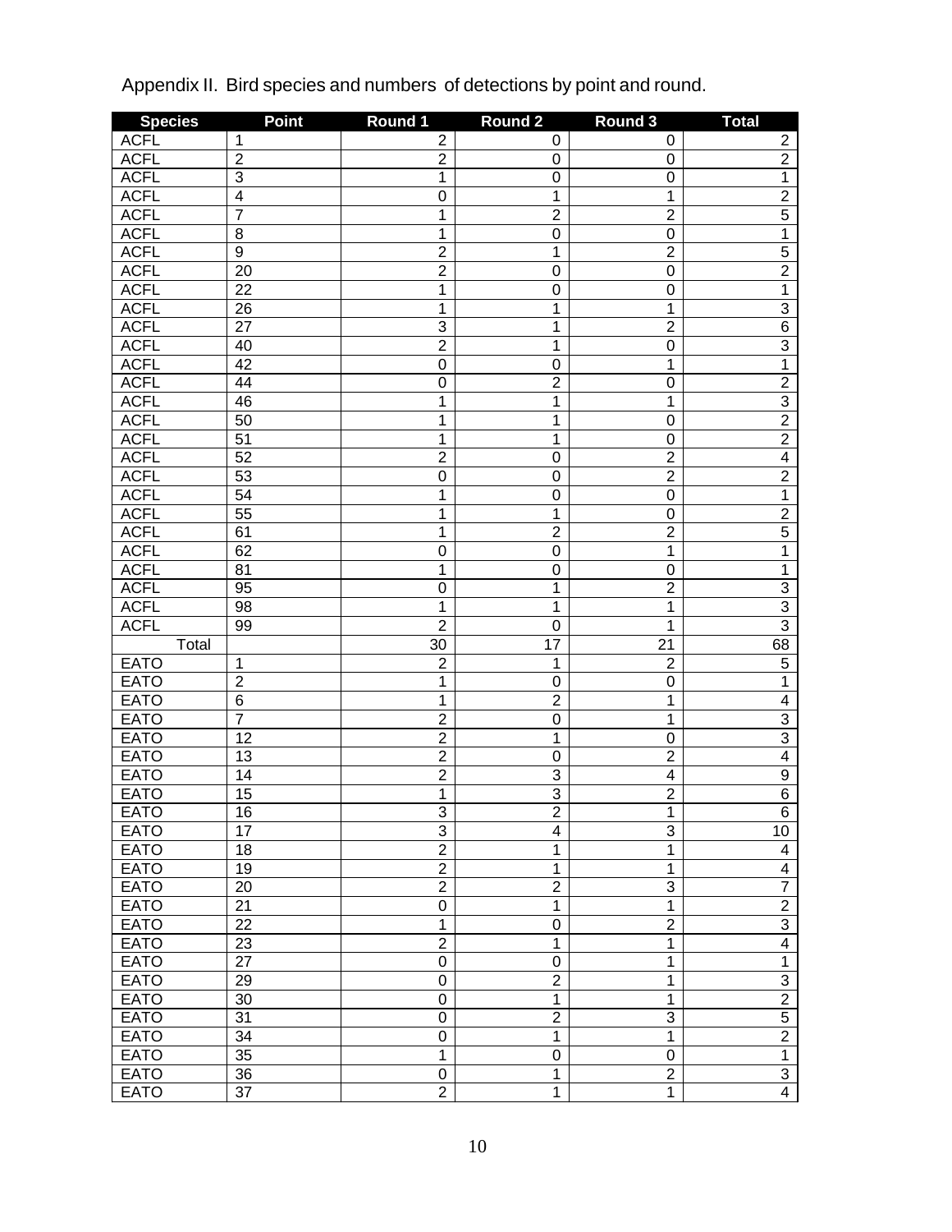Appendix II. Bird species and numbers of detections by point and round.

| Species | Point | Round 1 | Round 2 | Round 3 | Total |
|---|---|---|---|---|---|
| ACFL | 1 | 2 | 0 | 0 | 2 |
| ACFL | 2 | 2 | 0 | 0 | 2 |
| ACFL | 3 | 1 | 0 | 0 | 1 |
| ACFL | 4 | 0 | 1 | 1 | 2 |
| ACFL | 7 | 1 | 2 | 2 | 5 |
| ACFL | 8 | 1 | 0 | 0 | 1 |
| ACFL | 9 | 2 | 1 | 2 | 5 |
| ACFL | 20 | 2 | 0 | 0 | 2 |
| ACFL | 22 | 1 | 0 | 0 | 1 |
| ACFL | 26 | 1 | 1 | 1 | 3 |
| ACFL | 27 | 3 | 1 | 2 | 6 |
| ACFL | 40 | 2 | 1 | 0 | 3 |
| ACFL | 42 | 0 | 0 | 1 | 1 |
| ACFL | 44 | 0 | 2 | 0 | 2 |
| ACFL | 46 | 1 | 1 | 1 | 3 |
| ACFL | 50 | 1 | 1 | 0 | 2 |
| ACFL | 51 | 1 | 1 | 0 | 2 |
| ACFL | 52 | 2 | 0 | 2 | 4 |
| ACFL | 53 | 0 | 0 | 2 | 2 |
| ACFL | 54 | 1 | 0 | 0 | 1 |
| ACFL | 55 | 1 | 1 | 0 | 2 |
| ACFL | 61 | 1 | 2 | 2 | 5 |
| ACFL | 62 | 0 | 0 | 1 | 1 |
| ACFL | 81 | 1 | 0 | 0 | 1 |
| ACFL | 95 | 0 | 1 | 2 | 3 |
| ACFL | 98 | 1 | 1 | 1 | 3 |
| ACFL | 99 | 2 | 0 | 1 | 3 |
| Total | | 30 | 17 | 21 | 68 |
| EATO | 1 | 2 | 1 | 2 | 5 |
| EATO | 2 | 1 | 0 | 0 | 1 |
| EATO | 6 | 1 | 2 | 1 | 4 |
| EATO | 7 | 2 | 0 | 1 | 3 |
| EATO | 12 | 2 | 1 | 0 | 3 |
| EATO | 13 | 2 | 0 | 2 | 4 |
| EATO | 14 | 2 | 3 | 4 | 9 |
| EATO | 15 | 1 | 3 | 2 | 6 |
| EATO | 16 | 3 | 2 | 1 | 6 |
| EATO | 17 | 3 | 4 | 3 | 10 |
| EATO | 18 | 2 | 1 | 1 | 4 |
| EATO | 19 | 2 | 1 | 1 | 4 |
| EATO | 20 | 2 | 2 | 3 | 7 |
| EATO | 21 | 0 | 1 | 1 | 2 |
| EATO | 22 | 1 | 0 | 2 | 3 |
| EATO | 23 | 2 | 1 | 1 | 4 |
| EATO | 27 | 0 | 0 | 1 | 1 |
| EATO | 29 | 0 | 2 | 1 | 3 |
| EATO | 30 | 0 | 1 | 1 | 2 |
| EATO | 31 | 0 | 2 | 3 | 5 |
| EATO | 34 | 0 | 1 | 1 | 2 |
| EATO | 35 | 1 | 0 | 0 | 1 |
| EATO | 36 | 0 | 1 | 2 | 3 |
| EATO | 37 | 2 | 1 | 1 | 4 |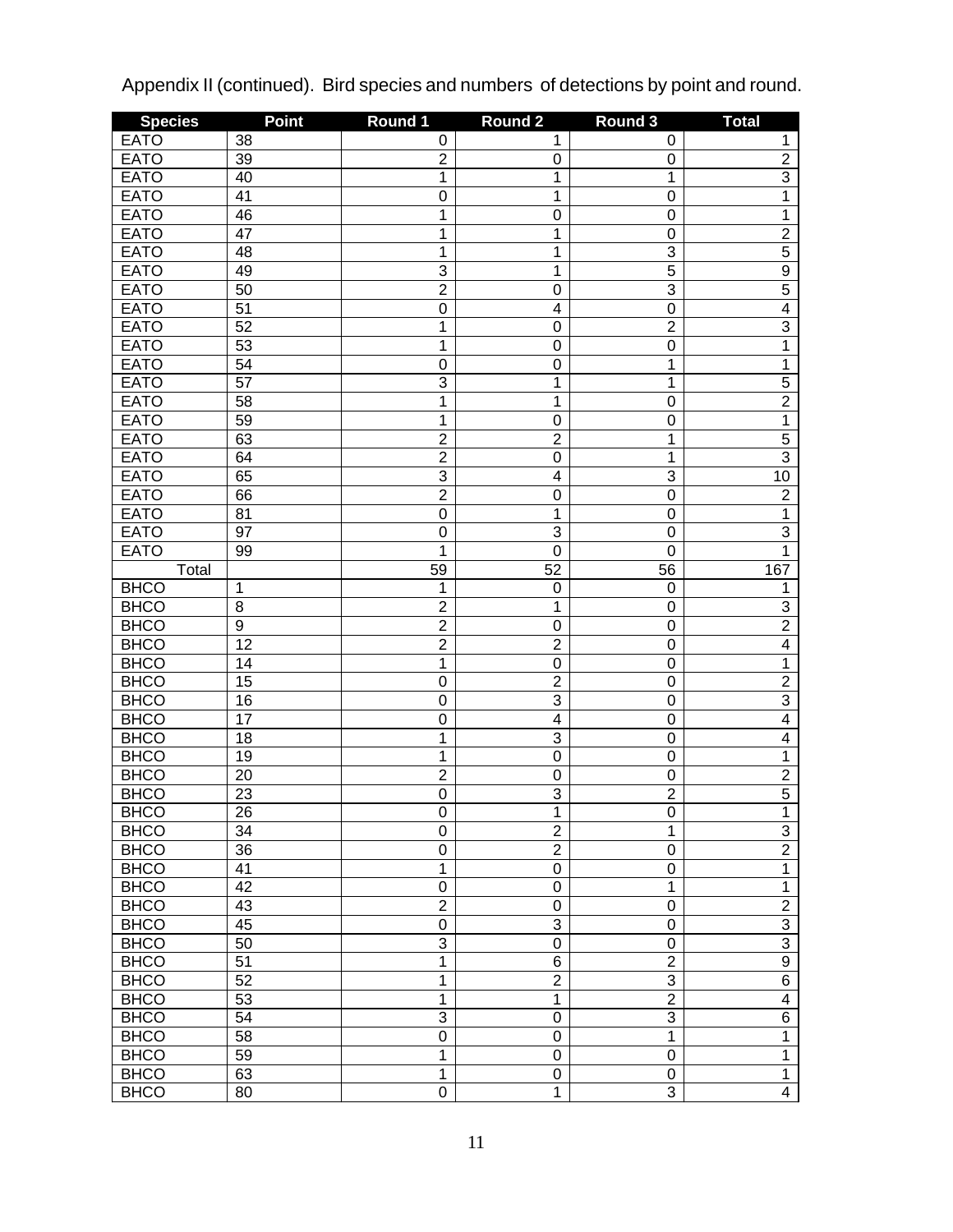Appendix II (continued). Bird species and numbers of detections by point and round.

| Species | Point | Round 1 | Round 2 | Round 3 | Total |
|---|---|---|---|---|---|
| EATO | 38 | 0 | 1 | 0 | 1 |
| EATO | 39 | 2 | 0 | 0 | 2 |
| EATO | 40 | 1 | 1 | 1 | 3 |
| EATO | 41 | 0 | 1 | 0 | 1 |
| EATO | 46 | 1 | 0 | 0 | 1 |
| EATO | 47 | 1 | 1 | 0 | 2 |
| EATO | 48 | 1 | 1 | 3 | 5 |
| EATO | 49 | 3 | 1 | 5 | 9 |
| EATO | 50 | 2 | 0 | 3 | 5 |
| EATO | 51 | 0 | 4 | 0 | 4 |
| EATO | 52 | 1 | 0 | 2 | 3 |
| EATO | 53 | 1 | 0 | 0 | 1 |
| EATO | 54 | 0 | 0 | 1 | 1 |
| EATO | 57 | 3 | 1 | 1 | 5 |
| EATO | 58 | 1 | 1 | 0 | 2 |
| EATO | 59 | 1 | 0 | 0 | 1 |
| EATO | 63 | 2 | 2 | 1 | 5 |
| EATO | 64 | 2 | 0 | 1 | 3 |
| EATO | 65 | 3 | 4 | 3 | 10 |
| EATO | 66 | 2 | 0 | 0 | 2 |
| EATO | 81 | 0 | 1 | 0 | 1 |
| EATO | 97 | 0 | 3 | 0 | 3 |
| EATO | 99 | 1 | 0 | 0 | 1 |
| Total | | 59 | 52 | 56 | 167 |
| BHCO | 1 | 1 | 0 | 0 | 1 |
| BHCO | 8 | 2 | 1 | 0 | 3 |
| BHCO | 9 | 2 | 0 | 0 | 2 |
| BHCO | 12 | 2 | 2 | 0 | 4 |
| BHCO | 14 | 1 | 0 | 0 | 1 |
| BHCO | 15 | 0 | 2 | 0 | 2 |
| BHCO | 16 | 0 | 3 | 0 | 3 |
| BHCO | 17 | 0 | 4 | 0 | 4 |
| BHCO | 18 | 1 | 3 | 0 | 4 |
| BHCO | 19 | 1 | 0 | 0 | 1 |
| BHCO | 20 | 2 | 0 | 0 | 2 |
| BHCO | 23 | 0 | 3 | 2 | 5 |
| BHCO | 26 | 0 | 1 | 0 | 1 |
| BHCO | 34 | 0 | 2 | 1 | 3 |
| BHCO | 36 | 0 | 2 | 0 | 2 |
| BHCO | 41 | 1 | 0 | 0 | 1 |
| BHCO | 42 | 0 | 0 | 1 | 1 |
| BHCO | 43 | 2 | 0 | 0 | 2 |
| BHCO | 45 | 0 | 3 | 0 | 3 |
| BHCO | 50 | 3 | 0 | 0 | 3 |
| BHCO | 51 | 1 | 6 | 2 | 9 |
| BHCO | 52 | 1 | 2 | 3 | 6 |
| BHCO | 53 | 1 | 1 | 2 | 4 |
| BHCO | 54 | 3 | 0 | 3 | 6 |
| BHCO | 58 | 0 | 0 | 1 | 1 |
| BHCO | 59 | 1 | 0 | 0 | 1 |
| BHCO | 63 | 1 | 0 | 0 | 1 |
| BHCO | 80 | 0 | 1 | 3 | 4 |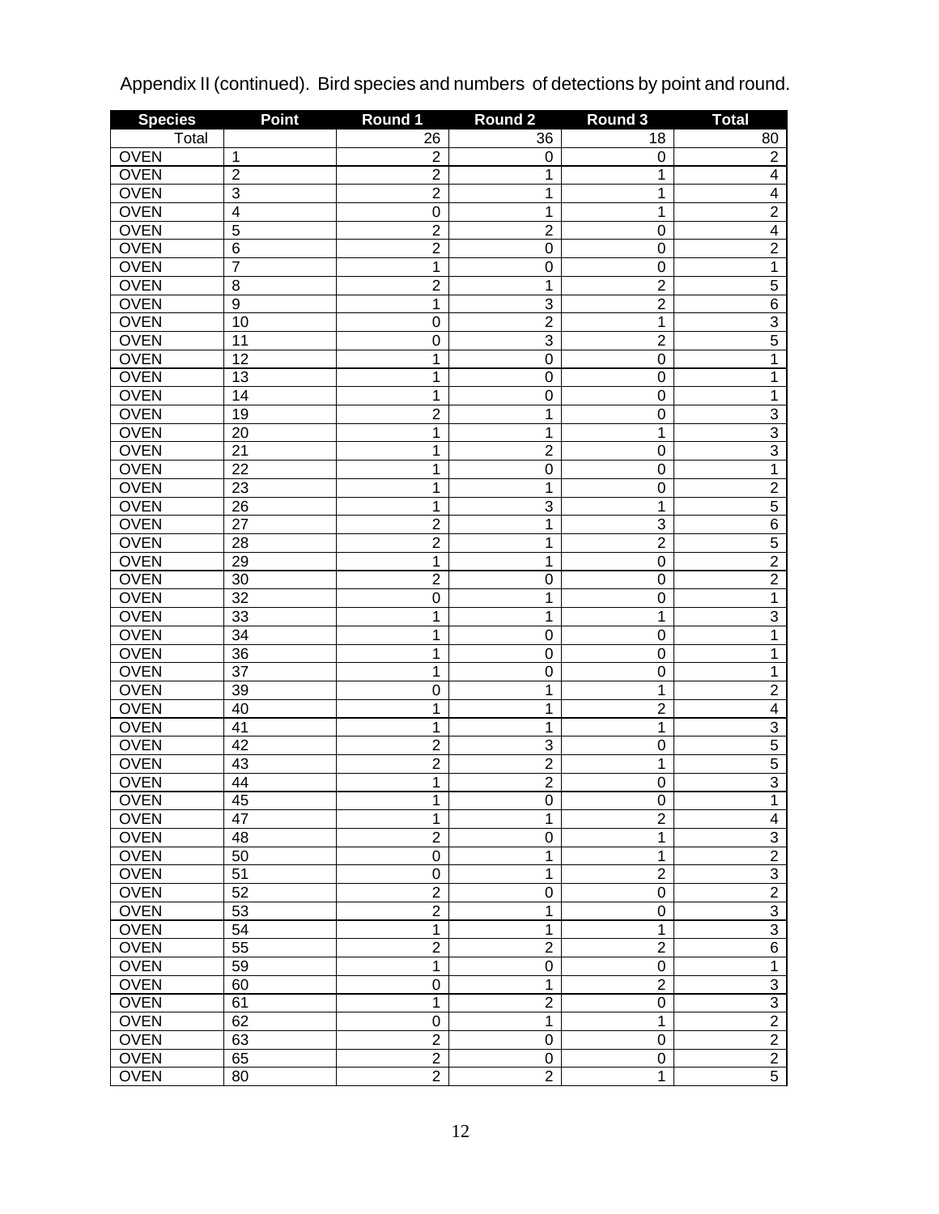Appendix II (continued). Bird species and numbers of detections by point and round.

| Species | Point | Round 1 | Round 2 | Round 3 | Total |
|---|---|---|---|---|---|
| Total | | 26 | 36 | 18 | 80 |
| OVEN | 1 | 2 | 0 | 0 | 2 |
| OVEN | 2 | 2 | 1 | 1 | 4 |
| OVEN | 3 | 2 | 1 | 1 | 4 |
| OVEN | 4 | 0 | 1 | 1 | 2 |
| OVEN | 5 | 2 | 2 | 0 | 4 |
| OVEN | 6 | 2 | 0 | 0 | 2 |
| OVEN | 7 | 1 | 0 | 0 | 1 |
| OVEN | 8 | 2 | 1 | 2 | 5 |
| OVEN | 9 | 1 | 3 | 2 | 6 |
| OVEN | 10 | 0 | 2 | 1 | 3 |
| OVEN | 11 | 0 | 3 | 2 | 5 |
| OVEN | 12 | 1 | 0 | 0 | 1 |
| OVEN | 13 | 1 | 0 | 0 | 1 |
| OVEN | 14 | 1 | 0 | 0 | 1 |
| OVEN | 19 | 2 | 1 | 0 | 3 |
| OVEN | 20 | 1 | 1 | 1 | 3 |
| OVEN | 21 | 1 | 2 | 0 | 3 |
| OVEN | 22 | 1 | 0 | 0 | 1 |
| OVEN | 23 | 1 | 1 | 0 | 2 |
| OVEN | 26 | 1 | 3 | 1 | 5 |
| OVEN | 27 | 2 | 1 | 3 | 6 |
| OVEN | 28 | 2 | 1 | 2 | 5 |
| OVEN | 29 | 1 | 1 | 0 | 2 |
| OVEN | 30 | 2 | 0 | 0 | 2 |
| OVEN | 32 | 0 | 1 | 0 | 1 |
| OVEN | 33 | 1 | 1 | 1 | 3 |
| OVEN | 34 | 1 | 0 | 0 | 1 |
| OVEN | 36 | 1 | 0 | 0 | 1 |
| OVEN | 37 | 1 | 0 | 0 | 1 |
| OVEN | 39 | 0 | 1 | 1 | 2 |
| OVEN | 40 | 1 | 1 | 2 | 4 |
| OVEN | 41 | 1 | 1 | 1 | 3 |
| OVEN | 42 | 2 | 3 | 0 | 5 |
| OVEN | 43 | 2 | 2 | 1 | 5 |
| OVEN | 44 | 1 | 2 | 0 | 3 |
| OVEN | 45 | 1 | 0 | 0 | 1 |
| OVEN | 47 | 1 | 1 | 2 | 4 |
| OVEN | 48 | 2 | 0 | 1 | 3 |
| OVEN | 50 | 0 | 1 | 1 | 2 |
| OVEN | 51 | 0 | 1 | 2 | 3 |
| OVEN | 52 | 2 | 0 | 0 | 2 |
| OVEN | 53 | 2 | 1 | 0 | 3 |
| OVEN | 54 | 1 | 1 | 1 | 3 |
| OVEN | 55 | 2 | 2 | 2 | 6 |
| OVEN | 59 | 1 | 0 | 0 | 1 |
| OVEN | 60 | 0 | 1 | 2 | 3 |
| OVEN | 61 | 1 | 2 | 0 | 3 |
| OVEN | 62 | 0 | 1 | 1 | 2 |
| OVEN | 63 | 2 | 0 | 0 | 2 |
| OVEN | 65 | 2 | 0 | 0 | 2 |
| OVEN | 80 | 2 | 2 | 1 | 5 |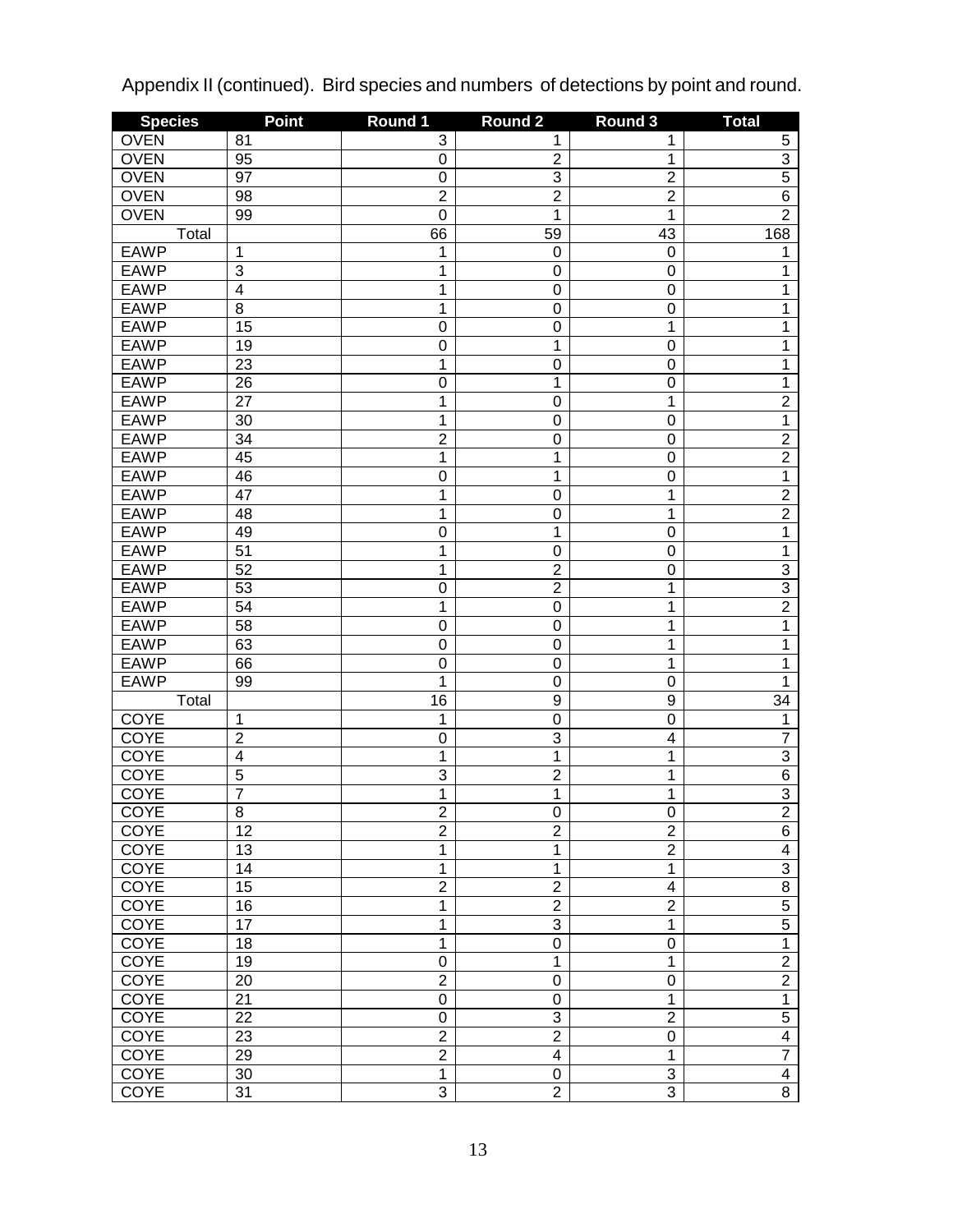Appendix II (continued). Bird species and numbers of detections by point and round.

| Species | Point | Round 1 | Round 2 | Round 3 | Total |
|---|---|---|---|---|---|
| OVEN | 81 | 3 | 1 | 1 | 5 |
| OVEN | 95 | 0 | 2 | 1 | 3 |
| OVEN | 97 | 0 | 3 | 2 | 5 |
| OVEN | 98 | 2 | 2 | 2 | 6 |
| OVEN | 99 | 0 | 1 | 1 | 2 |
| Total | | 66 | 59 | 43 | 168 |
| EAWP | 1 | 1 | 0 | 0 | 1 |
| EAWP | 3 | 1 | 0 | 0 | 1 |
| EAWP | 4 | 1 | 0 | 0 | 1 |
| EAWP | 8 | 1 | 0 | 0 | 1 |
| EAWP | 15 | 0 | 0 | 1 | 1 |
| EAWP | 19 | 0 | 1 | 0 | 1 |
| EAWP | 23 | 1 | 0 | 0 | 1 |
| EAWP | 26 | 0 | 1 | 0 | 1 |
| EAWP | 27 | 1 | 0 | 1 | 2 |
| EAWP | 30 | 1 | 0 | 0 | 1 |
| EAWP | 34 | 2 | 0 | 0 | 2 |
| EAWP | 45 | 1 | 1 | 0 | 2 |
| EAWP | 46 | 0 | 1 | 0 | 1 |
| EAWP | 47 | 1 | 0 | 1 | 2 |
| EAWP | 48 | 1 | 0 | 1 | 2 |
| EAWP | 49 | 0 | 1 | 0 | 1 |
| EAWP | 51 | 1 | 0 | 0 | 1 |
| EAWP | 52 | 1 | 2 | 0 | 3 |
| EAWP | 53 | 0 | 2 | 1 | 3 |
| EAWP | 54 | 1 | 0 | 1 | 2 |
| EAWP | 58 | 0 | 0 | 1 | 1 |
| EAWP | 63 | 0 | 0 | 1 | 1 |
| EAWP | 66 | 0 | 0 | 1 | 1 |
| EAWP | 99 | 1 | 0 | 0 | 1 |
| Total | | 16 | 9 | 9 | 34 |
| COYE | 1 | 1 | 0 | 0 | 1 |
| COYE | 2 | 0 | 3 | 4 | 7 |
| COYE | 4 | 1 | 1 | 1 | 3 |
| COYE | 5 | 3 | 2 | 1 | 6 |
| COYE | 7 | 1 | 1 | 1 | 3 |
| COYE | 8 | 2 | 0 | 0 | 2 |
| COYE | 12 | 2 | 2 | 2 | 6 |
| COYE | 13 | 1 | 1 | 2 | 4 |
| COYE | 14 | 1 | 1 | 1 | 3 |
| COYE | 15 | 2 | 2 | 4 | 8 |
| COYE | 16 | 1 | 2 | 2 | 5 |
| COYE | 17 | 1 | 3 | 1 | 5 |
| COYE | 18 | 1 | 0 | 0 | 1 |
| COYE | 19 | 0 | 1 | 1 | 2 |
| COYE | 20 | 2 | 0 | 0 | 2 |
| COYE | 21 | 0 | 0 | 1 | 1 |
| COYE | 22 | 0 | 3 | 2 | 5 |
| COYE | 23 | 2 | 2 | 0 | 4 |
| COYE | 29 | 2 | 4 | 1 | 7 |
| COYE | 30 | 1 | 0 | 3 | 4 |
| COYE | 31 | 3 | 2 | 3 | 8 |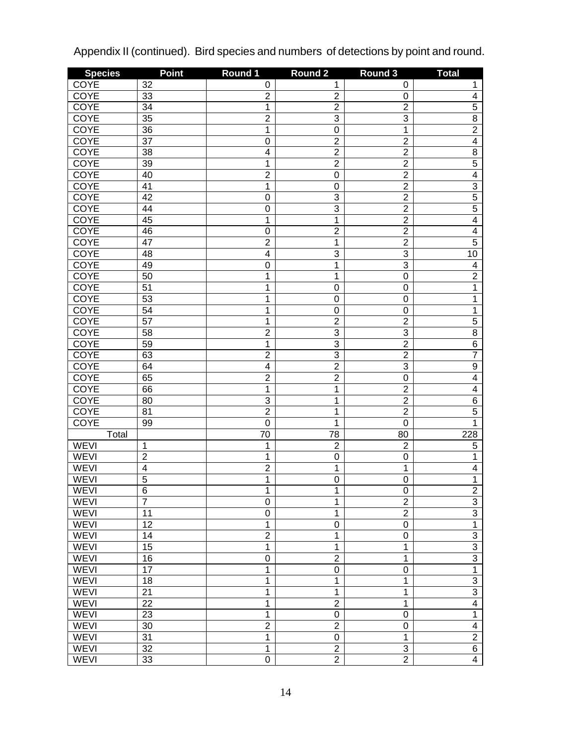Appendix II (continued). Bird species and numbers of detections by point and round.

| Species | Point | Round 1 | Round 2 | Round 3 | Total |
|---|---|---|---|---|---|
| COYE | 32 | 0 | 1 | 0 | 1 |
| COYE | 33 | 2 | 2 | 0 | 4 |
| COYE | 34 | 1 | 2 | 2 | 5 |
| COYE | 35 | 2 | 3 | 3 | 8 |
| COYE | 36 | 1 | 0 | 1 | 2 |
| COYE | 37 | 0 | 2 | 2 | 4 |
| COYE | 38 | 4 | 2 | 2 | 8 |
| COYE | 39 | 1 | 2 | 2 | 5 |
| COYE | 40 | 2 | 0 | 2 | 4 |
| COYE | 41 | 1 | 0 | 2 | 3 |
| COYE | 42 | 0 | 3 | 2 | 5 |
| COYE | 44 | 0 | 3 | 2 | 5 |
| COYE | 45 | 1 | 1 | 2 | 4 |
| COYE | 46 | 0 | 2 | 2 | 4 |
| COYE | 47 | 2 | 1 | 2 | 5 |
| COYE | 48 | 4 | 3 | 3 | 10 |
| COYE | 49 | 0 | 1 | 3 | 4 |
| COYE | 50 | 1 | 1 | 0 | 2 |
| COYE | 51 | 1 | 0 | 0 | 1 |
| COYE | 53 | 1 | 0 | 0 | 1 |
| COYE | 54 | 1 | 0 | 0 | 1 |
| COYE | 57 | 1 | 2 | 2 | 5 |
| COYE | 58 | 2 | 3 | 3 | 8 |
| COYE | 59 | 1 | 3 | 2 | 6 |
| COYE | 63 | 2 | 3 | 2 | 7 |
| COYE | 64 | 4 | 2 | 3 | 9 |
| COYE | 65 | 2 | 2 | 0 | 4 |
| COYE | 66 | 1 | 1 | 2 | 4 |
| COYE | 80 | 3 | 1 | 2 | 6 |
| COYE | 81 | 2 | 1 | 2 | 5 |
| COYE | 99 | 0 | 1 | 0 | 1 |
| Total | | 70 | 78 | 80 | 228 |
| WEVI | 1 | 1 | 2 | 2 | 5 |
| WEVI | 2 | 1 | 0 | 0 | 1 |
| WEVI | 4 | 2 | 1 | 1 | 4 |
| WEVI | 5 | 1 | 0 | 0 | 1 |
| WEVI | 6 | 1 | 1 | 0 | 2 |
| WEVI | 7 | 0 | 1 | 2 | 3 |
| WEVI | 11 | 0 | 1 | 2 | 3 |
| WEVI | 12 | 1 | 0 | 0 | 1 |
| WEVI | 14 | 2 | 1 | 0 | 3 |
| WEVI | 15 | 1 | 1 | 1 | 3 |
| WEVI | 16 | 0 | 2 | 1 | 3 |
| WEVI | 17 | 1 | 0 | 0 | 1 |
| WEVI | 18 | 1 | 1 | 1 | 3 |
| WEVI | 21 | 1 | 1 | 1 | 3 |
| WEVI | 22 | 1 | 2 | 1 | 4 |
| WEVI | 23 | 1 | 0 | 0 | 1 |
| WEVI | 30 | 2 | 2 | 0 | 4 |
| WEVI | 31 | 1 | 0 | 1 | 2 |
| WEVI | 32 | 1 | 2 | 3 | 6 |
| WEVI | 33 | 0 | 2 | 2 | 4 |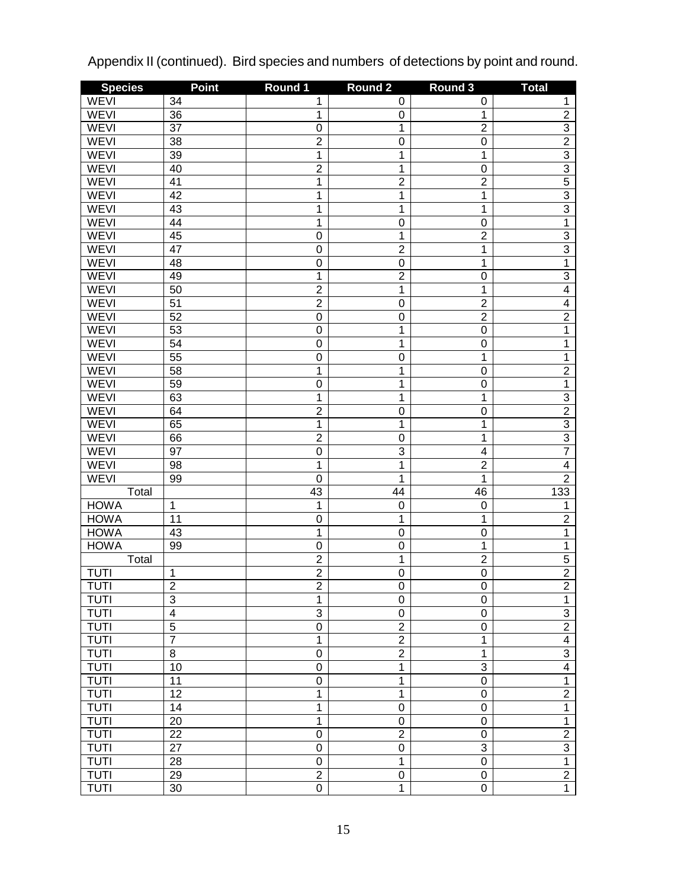Appendix II (continued). Bird species and numbers of detections by point and round.

| Species | Point | Round 1 | Round 2 | Round 3 | Total |
|---|---|---|---|---|---|
| WEVI | 34 | 1 | 0 | 0 | 1 |
| WEVI | 36 | 1 | 0 | 1 | 2 |
| WEVI | 37 | 0 | 1 | 2 | 3 |
| WEVI | 38 | 2 | 0 | 0 | 2 |
| WEVI | 39 | 1 | 1 | 1 | 3 |
| WEVI | 40 | 2 | 1 | 0 | 3 |
| WEVI | 41 | 1 | 2 | 2 | 5 |
| WEVI | 42 | 1 | 1 | 1 | 3 |
| WEVI | 43 | 1 | 1 | 1 | 3 |
| WEVI | 44 | 1 | 0 | 0 | 1 |
| WEVI | 45 | 0 | 1 | 2 | 3 |
| WEVI | 47 | 0 | 2 | 1 | 3 |
| WEVI | 48 | 0 | 0 | 1 | 1 |
| WEVI | 49 | 1 | 2 | 0 | 3 |
| WEVI | 50 | 2 | 1 | 1 | 4 |
| WEVI | 51 | 2 | 0 | 2 | 4 |
| WEVI | 52 | 0 | 0 | 2 | 2 |
| WEVI | 53 | 0 | 1 | 0 | 1 |
| WEVI | 54 | 0 | 1 | 0 | 1 |
| WEVI | 55 | 0 | 0 | 1 | 1 |
| WEVI | 58 | 1 | 1 | 0 | 2 |
| WEVI | 59 | 0 | 1 | 0 | 1 |
| WEVI | 63 | 1 | 1 | 1 | 3 |
| WEVI | 64 | 2 | 0 | 0 | 2 |
| WEVI | 65 | 1 | 1 | 1 | 3 |
| WEVI | 66 | 2 | 0 | 1 | 3 |
| WEVI | 97 | 0 | 3 | 4 | 7 |
| WEVI | 98 | 1 | 1 | 2 | 4 |
| WEVI | 99 | 0 | 1 | 1 | 2 |
| Total | | 43 | 44 | 46 | 133 |
| HOWA | 1 | 1 | 0 | 0 | 1 |
| HOWA | 11 | 0 | 1 | 1 | 2 |
| HOWA | 43 | 1 | 0 | 0 | 1 |
| HOWA | 99 | 0 | 0 | 1 | 1 |
| Total | | 2 | 1 | 2 | 5 |
| TUTI | 1 | 2 | 0 | 0 | 2 |
| TUTI | 2 | 2 | 0 | 0 | 2 |
| TUTI | 3 | 1 | 0 | 0 | 1 |
| TUTI | 4 | 3 | 0 | 0 | 3 |
| TUTI | 5 | 0 | 2 | 0 | 2 |
| TUTI | 7 | 1 | 2 | 1 | 4 |
| TUTI | 8 | 0 | 2 | 1 | 3 |
| TUTI | 10 | 0 | 1 | 3 | 4 |
| TUTI | 11 | 0 | 1 | 0 | 1 |
| TUTI | 12 | 1 | 1 | 0 | 2 |
| TUTI | 14 | 1 | 0 | 0 | 1 |
| TUTI | 20 | 1 | 0 | 0 | 1 |
| TUTI | 22 | 0 | 2 | 0 | 2 |
| TUTI | 27 | 0 | 0 | 3 | 3 |
| TUTI | 28 | 0 | 1 | 0 | 1 |
| TUTI | 29 | 2 | 0 | 0 | 2 |
| TUTI | 30 | 0 | 1 | 0 | 1 |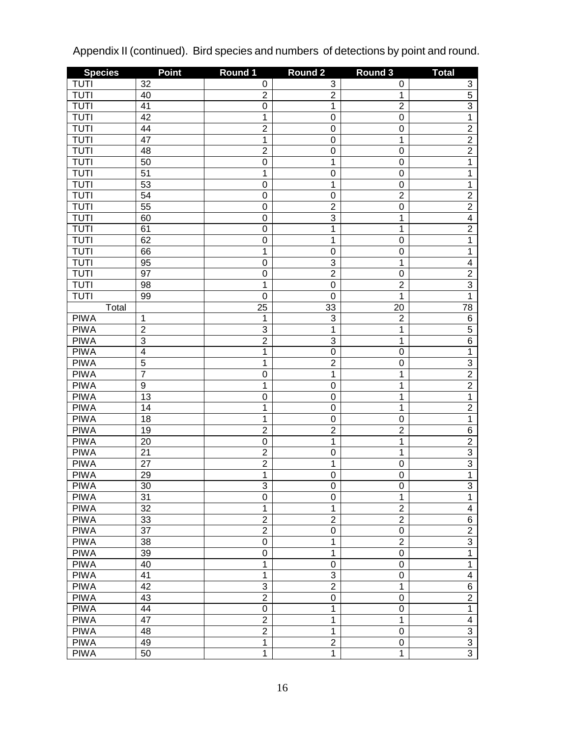Appendix II (continued). Bird species and numbers of detections by point and round.

| Species | Point | Round 1 | Round 2 | Round 3 | Total |
|---|---|---|---|---|---|
| TUTI | 32 | 0 | 3 | 0 | 3 |
| TUTI | 40 | 2 | 2 | 1 | 5 |
| TUTI | 41 | 0 | 1 | 2 | 3 |
| TUTI | 42 | 1 | 0 | 0 | 1 |
| TUTI | 44 | 2 | 0 | 0 | 2 |
| TUTI | 47 | 1 | 0 | 1 | 2 |
| TUTI | 48 | 2 | 0 | 0 | 2 |
| TUTI | 50 | 0 | 1 | 0 | 1 |
| TUTI | 51 | 1 | 0 | 0 | 1 |
| TUTI | 53 | 0 | 1 | 0 | 1 |
| TUTI | 54 | 0 | 0 | 2 | 2 |
| TUTI | 55 | 0 | 2 | 0 | 2 |
| TUTI | 60 | 0 | 3 | 1 | 4 |
| TUTI | 61 | 0 | 1 | 1 | 2 |
| TUTI | 62 | 0 | 1 | 0 | 1 |
| TUTI | 66 | 1 | 0 | 0 | 1 |
| TUTI | 95 | 0 | 3 | 1 | 4 |
| TUTI | 97 | 0 | 2 | 0 | 2 |
| TUTI | 98 | 1 | 0 | 2 | 3 |
| TUTI | 99 | 0 | 0 | 1 | 1 |
| Total | | 25 | 33 | 20 | 78 |
| PIWA | 1 | 1 | 3 | 2 | 6 |
| PIWA | 2 | 3 | 1 | 1 | 5 |
| PIWA | 3 | 2 | 3 | 1 | 6 |
| PIWA | 4 | 1 | 0 | 0 | 1 |
| PIWA | 5 | 1 | 2 | 0 | 3 |
| PIWA | 7 | 0 | 1 | 1 | 2 |
| PIWA | 9 | 1 | 0 | 1 | 2 |
| PIWA | 13 | 0 | 0 | 1 | 1 |
| PIWA | 14 | 1 | 0 | 1 | 2 |
| PIWA | 18 | 1 | 0 | 0 | 1 |
| PIWA | 19 | 2 | 2 | 2 | 6 |
| PIWA | 20 | 0 | 1 | 1 | 2 |
| PIWA | 21 | 2 | 0 | 1 | 3 |
| PIWA | 27 | 2 | 1 | 0 | 3 |
| PIWA | 29 | 1 | 0 | 0 | 1 |
| PIWA | 30 | 3 | 0 | 0 | 3 |
| PIWA | 31 | 0 | 0 | 1 | 1 |
| PIWA | 32 | 1 | 1 | 2 | 4 |
| PIWA | 33 | 2 | 2 | 2 | 6 |
| PIWA | 37 | 2 | 0 | 0 | 2 |
| PIWA | 38 | 0 | 1 | 2 | 3 |
| PIWA | 39 | 0 | 1 | 0 | 1 |
| PIWA | 40 | 1 | 0 | 0 | 1 |
| PIWA | 41 | 1 | 3 | 0 | 4 |
| PIWA | 42 | 3 | 2 | 1 | 6 |
| PIWA | 43 | 2 | 0 | 0 | 2 |
| PIWA | 44 | 0 | 1 | 0 | 1 |
| PIWA | 47 | 2 | 1 | 1 | 4 |
| PIWA | 48 | 2 | 1 | 0 | 3 |
| PIWA | 49 | 1 | 2 | 0 | 3 |
| PIWA | 50 | 1 | 1 | 1 | 3 |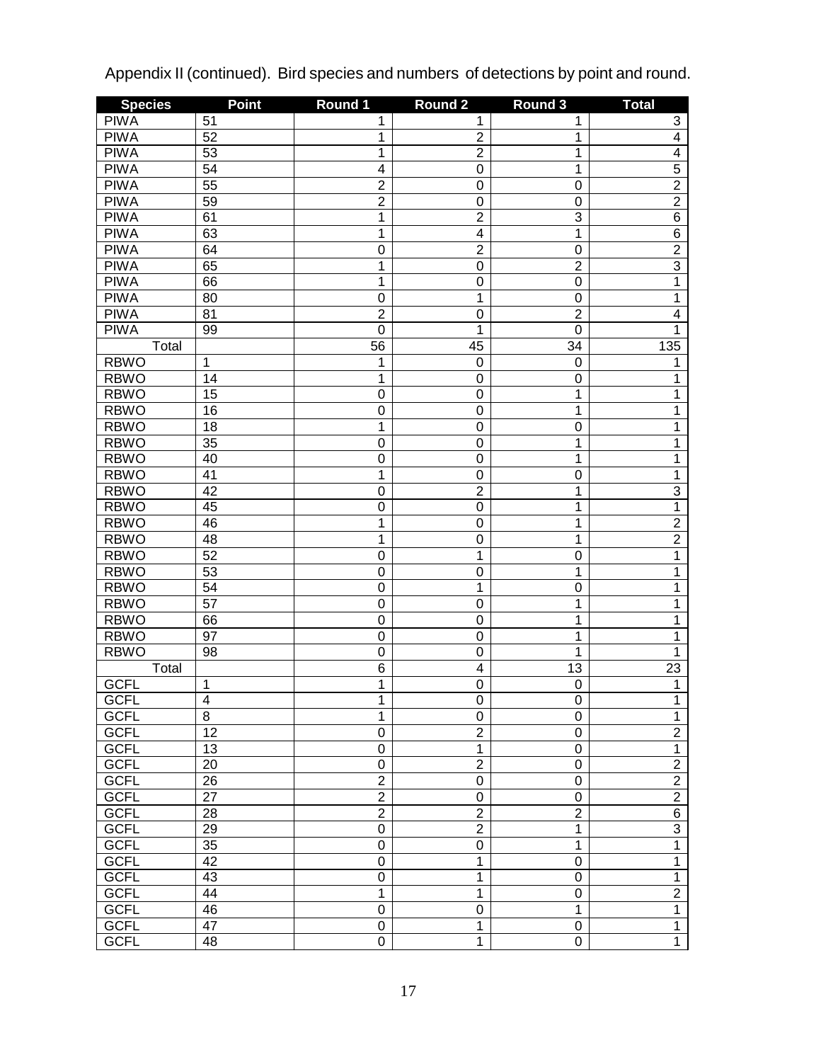Appendix II (continued). Bird species and numbers of detections by point and round.

| Species | Point | Round 1 | Round 2 | Round 3 | Total |
|---|---|---|---|---|---|
| PIWA | 51 | 1 | 1 | 1 | 3 |
| PIWA | 52 | 1 | 2 | 1 | 4 |
| PIWA | 53 | 1 | 2 | 1 | 4 |
| PIWA | 54 | 4 | 0 | 1 | 5 |
| PIWA | 55 | 2 | 0 | 0 | 2 |
| PIWA | 59 | 2 | 0 | 0 | 2 |
| PIWA | 61 | 1 | 2 | 3 | 6 |
| PIWA | 63 | 1 | 4 | 1 | 6 |
| PIWA | 64 | 0 | 2 | 0 | 2 |
| PIWA | 65 | 1 | 0 | 2 | 3 |
| PIWA | 66 | 1 | 0 | 0 | 1 |
| PIWA | 80 | 0 | 1 | 0 | 1 |
| PIWA | 81 | 2 | 0 | 2 | 4 |
| PIWA | 99 | 0 | 1 | 0 | 1 |
| Total | | 56 | 45 | 34 | 135 |
| RBWO | 1 | 1 | 0 | 0 | 1 |
| RBWO | 14 | 1 | 0 | 0 | 1 |
| RBWO | 15 | 0 | 0 | 1 | 1 |
| RBWO | 16 | 0 | 0 | 1 | 1 |
| RBWO | 18 | 1 | 0 | 0 | 1 |
| RBWO | 35 | 0 | 0 | 1 | 1 |
| RBWO | 40 | 0 | 0 | 1 | 1 |
| RBWO | 41 | 1 | 0 | 0 | 1 |
| RBWO | 42 | 0 | 2 | 1 | 3 |
| RBWO | 45 | 0 | 0 | 1 | 1 |
| RBWO | 46 | 1 | 0 | 1 | 2 |
| RBWO | 48 | 1 | 0 | 1 | 2 |
| RBWO | 52 | 0 | 1 | 0 | 1 |
| RBWO | 53 | 0 | 0 | 1 | 1 |
| RBWO | 54 | 0 | 1 | 0 | 1 |
| RBWO | 57 | 0 | 0 | 1 | 1 |
| RBWO | 66 | 0 | 0 | 1 | 1 |
| RBWO | 97 | 0 | 0 | 1 | 1 |
| RBWO | 98 | 0 | 0 | 1 | 1 |
| Total | | 6 | 4 | 13 | 23 |
| GCFL | 1 | 1 | 0 | 0 | 1 |
| GCFL | 4 | 1 | 0 | 0 | 1 |
| GCFL | 8 | 1 | 0 | 0 | 1 |
| GCFL | 12 | 0 | 2 | 0 | 2 |
| GCFL | 13 | 0 | 1 | 0 | 1 |
| GCFL | 20 | 0 | 2 | 0 | 2 |
| GCFL | 26 | 2 | 0 | 0 | 2 |
| GCFL | 27 | 2 | 0 | 0 | 2 |
| GCFL | 28 | 2 | 2 | 2 | 6 |
| GCFL | 29 | 0 | 2 | 1 | 3 |
| GCFL | 35 | 0 | 0 | 1 | 1 |
| GCFL | 42 | 0 | 1 | 0 | 1 |
| GCFL | 43 | 0 | 1 | 0 | 1 |
| GCFL | 44 | 1 | 1 | 0 | 2 |
| GCFL | 46 | 0 | 0 | 1 | 1 |
| GCFL | 47 | 0 | 1 | 0 | 1 |
| GCFL | 48 | 0 | 1 | 0 | 1 |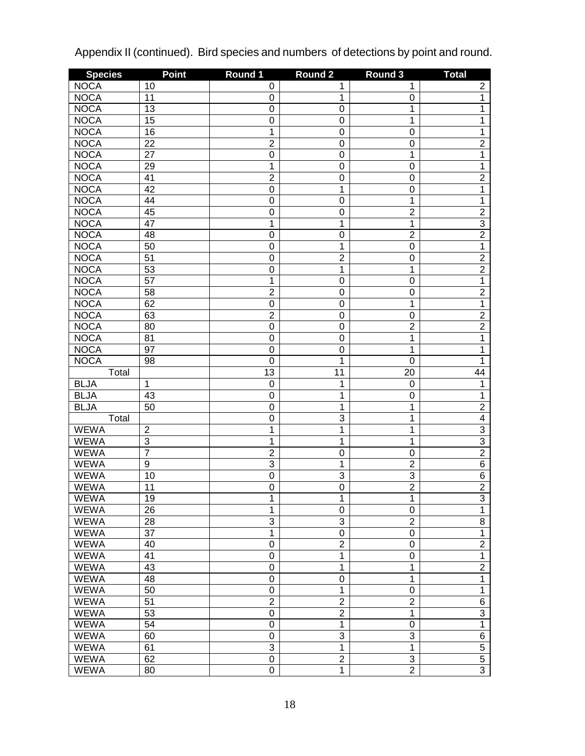Appendix II (continued). Bird species and numbers of detections by point and round.

| Species | Point | Round 1 | Round 2 | Round 3 | Total |
|---|---|---|---|---|---|
| NOCA | 10 | 0 | 1 | 1 | 2 |
| NOCA | 11 | 0 | 1 | 0 | 1 |
| NOCA | 13 | 0 | 0 | 1 | 1 |
| NOCA | 15 | 0 | 0 | 1 | 1 |
| NOCA | 16 | 1 | 0 | 0 | 1 |
| NOCA | 22 | 2 | 0 | 0 | 2 |
| NOCA | 27 | 0 | 0 | 1 | 1 |
| NOCA | 29 | 1 | 0 | 0 | 1 |
| NOCA | 41 | 2 | 0 | 0 | 2 |
| NOCA | 42 | 0 | 1 | 0 | 1 |
| NOCA | 44 | 0 | 0 | 1 | 1 |
| NOCA | 45 | 0 | 0 | 2 | 2 |
| NOCA | 47 | 1 | 1 | 1 | 3 |
| NOCA | 48 | 0 | 0 | 2 | 2 |
| NOCA | 50 | 0 | 1 | 0 | 1 |
| NOCA | 51 | 0 | 2 | 0 | 2 |
| NOCA | 53 | 0 | 1 | 1 | 2 |
| NOCA | 57 | 1 | 0 | 0 | 1 |
| NOCA | 58 | 2 | 0 | 0 | 2 |
| NOCA | 62 | 0 | 0 | 1 | 1 |
| NOCA | 63 | 2 | 0 | 0 | 2 |
| NOCA | 80 | 0 | 0 | 2 | 2 |
| NOCA | 81 | 0 | 0 | 1 | 1 |
| NOCA | 97 | 0 | 0 | 1 | 1 |
| NOCA | 98 | 0 | 1 | 0 | 1 |
| Total | | 13 | 11 | 20 | 44 |
| BLJA | 1 | 0 | 1 | 0 | 1 |
| BLJA | 43 | 0 | 1 | 0 | 1 |
| BLJA | 50 | 0 | 1 | 1 | 2 |
| Total | | 0 | 3 | 1 | 4 |
| WEWA | 2 | 1 | 1 | 1 | 3 |
| WEWA | 3 | 1 | 1 | 1 | 3 |
| WEWA | 7 | 2 | 0 | 0 | 2 |
| WEWA | 9 | 3 | 1 | 2 | 6 |
| WEWA | 10 | 0 | 3 | 3 | 6 |
| WEWA | 11 | 0 | 0 | 2 | 2 |
| WEWA | 19 | 1 | 1 | 1 | 3 |
| WEWA | 26 | 1 | 0 | 0 | 1 |
| WEWA | 28 | 3 | 3 | 2 | 8 |
| WEWA | 37 | 1 | 0 | 0 | 1 |
| WEWA | 40 | 0 | 2 | 0 | 2 |
| WEWA | 41 | 0 | 1 | 0 | 1 |
| WEWA | 43 | 0 | 1 | 1 | 2 |
| WEWA | 48 | 0 | 0 | 1 | 1 |
| WEWA | 50 | 0 | 1 | 0 | 1 |
| WEWA | 51 | 2 | 2 | 2 | 6 |
| WEWA | 53 | 0 | 2 | 1 | 3 |
| WEWA | 54 | 0 | 1 | 0 | 1 |
| WEWA | 60 | 0 | 3 | 3 | 6 |
| WEWA | 61 | 3 | 1 | 1 | 5 |
| WEWA | 62 | 0 | 2 | 3 | 5 |
| WEWA | 80 | 0 | 1 | 2 | 3 |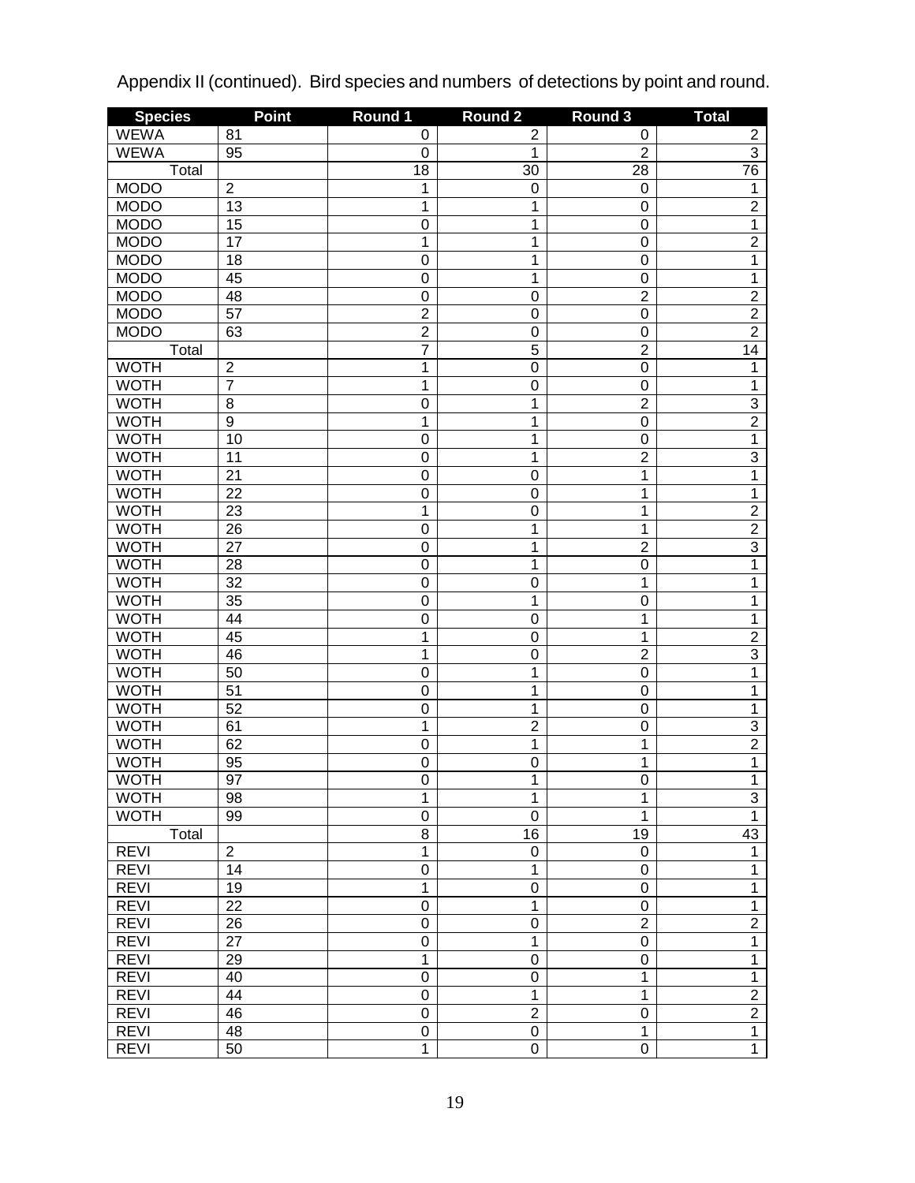Appendix II (continued). Bird species and numbers of detections by point and round.

| Species | Point | Round 1 | Round 2 | Round 3 | Total |
|---|---|---|---|---|---|
| WEWA | 81 | 0 | 2 | 0 | 2 |
| WEWA | 95 | 0 | 1 | 2 | 3 |
| Total | | 18 | 30 | 28 | 76 |
| MODO | 2 | 1 | 0 | 0 | 1 |
| MODO | 13 | 1 | 1 | 0 | 2 |
| MODO | 15 | 0 | 1 | 0 | 1 |
| MODO | 17 | 1 | 1 | 0 | 2 |
| MODO | 18 | 0 | 1 | 0 | 1 |
| MODO | 45 | 0 | 1 | 0 | 1 |
| MODO | 48 | 0 | 0 | 2 | 2 |
| MODO | 57 | 2 | 0 | 0 | 2 |
| MODO | 63 | 2 | 0 | 0 | 2 |
| Total | | 7 | 5 | 2 | 14 |
| WOTH | 2 | 1 | 0 | 0 | 1 |
| WOTH | 7 | 1 | 0 | 0 | 1 |
| WOTH | 8 | 0 | 1 | 2 | 3 |
| WOTH | 9 | 1 | 1 | 0 | 2 |
| WOTH | 10 | 0 | 1 | 0 | 1 |
| WOTH | 11 | 0 | 1 | 2 | 3 |
| WOTH | 21 | 0 | 0 | 1 | 1 |
| WOTH | 22 | 0 | 0 | 1 | 1 |
| WOTH | 23 | 1 | 0 | 1 | 2 |
| WOTH | 26 | 0 | 1 | 1 | 2 |
| WOTH | 27 | 0 | 1 | 2 | 3 |
| WOTH | 28 | 0 | 1 | 0 | 1 |
| WOTH | 32 | 0 | 0 | 1 | 1 |
| WOTH | 35 | 0 | 1 | 0 | 1 |
| WOTH | 44 | 0 | 0 | 1 | 1 |
| WOTH | 45 | 1 | 0 | 1 | 2 |
| WOTH | 46 | 1 | 0 | 2 | 3 |
| WOTH | 50 | 0 | 1 | 0 | 1 |
| WOTH | 51 | 0 | 1 | 0 | 1 |
| WOTH | 52 | 0 | 1 | 0 | 1 |
| WOTH | 61 | 1 | 2 | 0 | 3 |
| WOTH | 62 | 0 | 1 | 1 | 2 |
| WOTH | 95 | 0 | 0 | 1 | 1 |
| WOTH | 97 | 0 | 1 | 0 | 1 |
| WOTH | 98 | 1 | 1 | 1 | 3 |
| WOTH | 99 | 0 | 0 | 1 | 1 |
| Total | | 8 | 16 | 19 | 43 |
| REVI | 2 | 1 | 0 | 0 | 1 |
| REVI | 14 | 0 | 1 | 0 | 1 |
| REVI | 19 | 1 | 0 | 0 | 1 |
| REVI | 22 | 0 | 1 | 0 | 1 |
| REVI | 26 | 0 | 0 | 2 | 2 |
| REVI | 27 | 0 | 1 | 0 | 1 |
| REVI | 29 | 1 | 0 | 0 | 1 |
| REVI | 40 | 0 | 0 | 1 | 1 |
| REVI | 44 | 0 | 1 | 1 | 2 |
| REVI | 46 | 0 | 2 | 0 | 2 |
| REVI | 48 | 0 | 0 | 1 | 1 |
| REVI | 50 | 1 | 0 | 0 | 1 |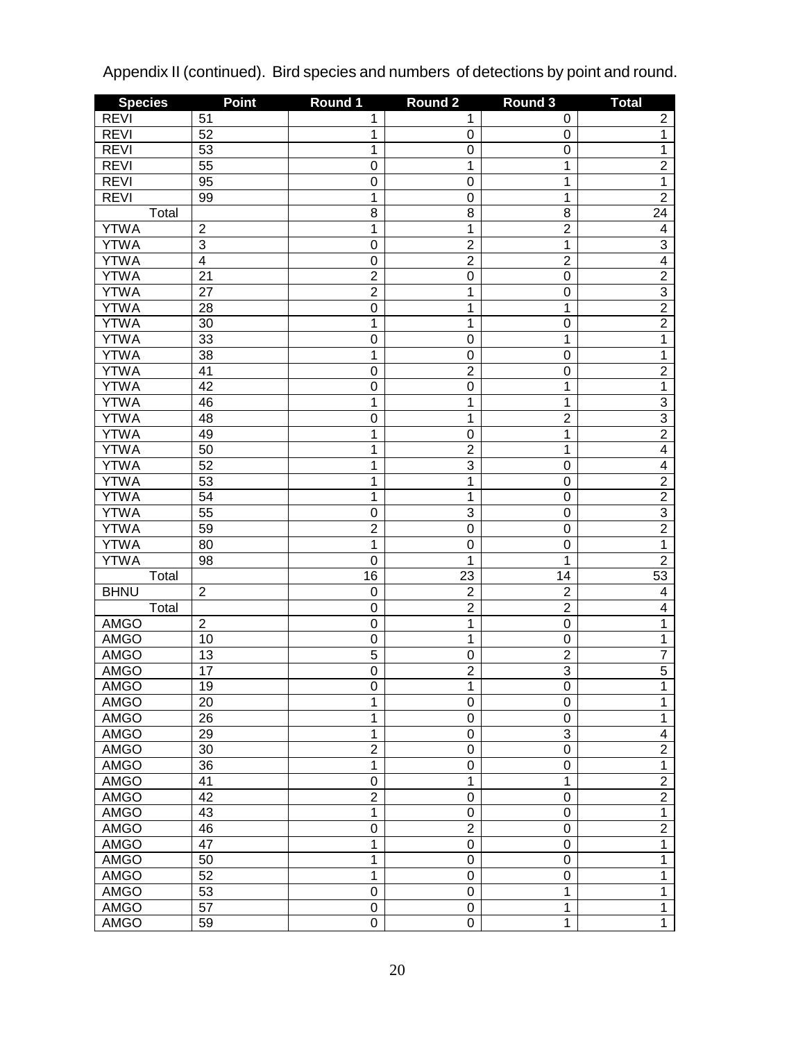Appendix II (continued). Bird species and numbers of detections by point and round.

| Species | Point | Round 1 | Round 2 | Round 3 | Total |
|---|---|---|---|---|---|
| REVI | 51 | 1 | 1 | 0 | 2 |
| REVI | 52 | 1 | 0 | 0 | 1 |
| REVI | 53 | 1 | 0 | 0 | 1 |
| REVI | 55 | 0 | 1 | 1 | 2 |
| REVI | 95 | 0 | 0 | 1 | 1 |
| REVI | 99 | 1 | 0 | 1 | 2 |
| Total | | 8 | 8 | 8 | 24 |
| YTWA | 2 | 1 | 1 | 2 | 4 |
| YTWA | 3 | 0 | 2 | 1 | 3 |
| YTWA | 4 | 0 | 2 | 2 | 4 |
| YTWA | 21 | 2 | 0 | 0 | 2 |
| YTWA | 27 | 2 | 1 | 0 | 3 |
| YTWA | 28 | 0 | 1 | 1 | 2 |
| YTWA | 30 | 1 | 1 | 0 | 2 |
| YTWA | 33 | 0 | 0 | 1 | 1 |
| YTWA | 38 | 1 | 0 | 0 | 1 |
| YTWA | 41 | 0 | 2 | 0 | 2 |
| YTWA | 42 | 0 | 0 | 1 | 1 |
| YTWA | 46 | 1 | 1 | 1 | 3 |
| YTWA | 48 | 0 | 1 | 2 | 3 |
| YTWA | 49 | 1 | 0 | 1 | 2 |
| YTWA | 50 | 1 | 2 | 1 | 4 |
| YTWA | 52 | 1 | 3 | 0 | 4 |
| YTWA | 53 | 1 | 1 | 0 | 2 |
| YTWA | 54 | 1 | 1 | 0 | 2 |
| YTWA | 55 | 0 | 3 | 0 | 3 |
| YTWA | 59 | 2 | 0 | 0 | 2 |
| YTWA | 80 | 1 | 0 | 0 | 1 |
| YTWA | 98 | 0 | 1 | 1 | 2 |
| Total | | 16 | 23 | 14 | 53 |
| BHNU | 2 | 0 | 2 | 2 | 4 |
| Total | | 0 | 2 | 2 | 4 |
| AMGO | 2 | 0 | 1 | 0 | 1 |
| AMGO | 10 | 0 | 1 | 0 | 1 |
| AMGO | 13 | 5 | 0 | 2 | 7 |
| AMGO | 17 | 0 | 2 | 3 | 5 |
| AMGO | 19 | 0 | 1 | 0 | 1 |
| AMGO | 20 | 1 | 0 | 0 | 1 |
| AMGO | 26 | 1 | 0 | 0 | 1 |
| AMGO | 29 | 1 | 0 | 3 | 4 |
| AMGO | 30 | 2 | 0 | 0 | 2 |
| AMGO | 36 | 1 | 0 | 0 | 1 |
| AMGO | 41 | 0 | 1 | 1 | 2 |
| AMGO | 42 | 2 | 0 | 0 | 2 |
| AMGO | 43 | 1 | 0 | 0 | 1 |
| AMGO | 46 | 0 | 2 | 0 | 2 |
| AMGO | 47 | 1 | 0 | 0 | 1 |
| AMGO | 50 | 1 | 0 | 0 | 1 |
| AMGO | 52 | 1 | 0 | 0 | 1 |
| AMGO | 53 | 0 | 0 | 1 | 1 |
| AMGO | 57 | 0 | 0 | 1 | 1 |
| AMGO | 59 | 0 | 0 | 1 | 1 |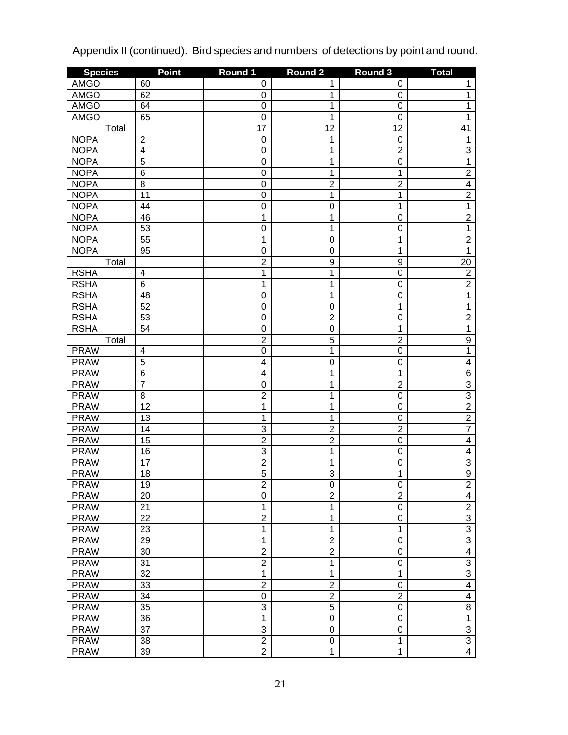Appendix II (continued). Bird species and numbers of detections by point and round.

| Species | Point | Round 1 | Round 2 | Round 3 | Total |
|---|---|---|---|---|---|
| AMGO | 60 | 0 | 1 | 0 | 1 |
| AMGO | 62 | 0 | 1 | 0 | 1 |
| AMGO | 64 | 0 | 1 | 0 | 1 |
| AMGO | 65 | 0 | 1 | 0 | 1 |
| Total | | 17 | 12 | 12 | 41 |
| NOPA | 2 | 0 | 1 | 0 | 1 |
| NOPA | 4 | 0 | 1 | 2 | 3 |
| NOPA | 5 | 0 | 1 | 0 | 1 |
| NOPA | 6 | 0 | 1 | 1 | 2 |
| NOPA | 8 | 0 | 2 | 2 | 4 |
| NOPA | 11 | 0 | 1 | 1 | 2 |
| NOPA | 44 | 0 | 0 | 1 | 1 |
| NOPA | 46 | 1 | 1 | 0 | 2 |
| NOPA | 53 | 0 | 1 | 0 | 1 |
| NOPA | 55 | 1 | 0 | 1 | 2 |
| NOPA | 95 | 0 | 0 | 1 | 1 |
| Total | | 2 | 9 | 9 | 20 |
| RSHA | 4 | 1 | 1 | 0 | 2 |
| RSHA | 6 | 1 | 1 | 0 | 2 |
| RSHA | 48 | 0 | 1 | 0 | 1 |
| RSHA | 52 | 0 | 0 | 1 | 1 |
| RSHA | 53 | 0 | 2 | 0 | 2 |
| RSHA | 54 | 0 | 0 | 1 | 1 |
| Total | | 2 | 5 | 2 | 9 |
| PRAW | 4 | 0 | 1 | 0 | 1 |
| PRAW | 5 | 4 | 0 | 0 | 4 |
| PRAW | 6 | 4 | 1 | 1 | 6 |
| PRAW | 7 | 0 | 1 | 2 | 3 |
| PRAW | 8 | 2 | 1 | 0 | 3 |
| PRAW | 12 | 1 | 1 | 0 | 2 |
| PRAW | 13 | 1 | 1 | 0 | 2 |
| PRAW | 14 | 3 | 2 | 2 | 7 |
| PRAW | 15 | 2 | 2 | 0 | 4 |
| PRAW | 16 | 3 | 1 | 0 | 4 |
| PRAW | 17 | 2 | 1 | 0 | 3 |
| PRAW | 18 | 5 | 3 | 1 | 9 |
| PRAW | 19 | 2 | 0 | 0 | 2 |
| PRAW | 20 | 0 | 2 | 2 | 4 |
| PRAW | 21 | 1 | 1 | 0 | 2 |
| PRAW | 22 | 2 | 1 | 0 | 3 |
| PRAW | 23 | 1 | 1 | 1 | 3 |
| PRAW | 29 | 1 | 2 | 0 | 3 |
| PRAW | 30 | 2 | 2 | 0 | 4 |
| PRAW | 31 | 2 | 1 | 0 | 3 |
| PRAW | 32 | 1 | 1 | 1 | 3 |
| PRAW | 33 | 2 | 2 | 0 | 4 |
| PRAW | 34 | 0 | 2 | 2 | 4 |
| PRAW | 35 | 3 | 5 | 0 | 8 |
| PRAW | 36 | 1 | 0 | 0 | 1 |
| PRAW | 37 | 3 | 0 | 0 | 3 |
| PRAW | 38 | 2 | 0 | 1 | 3 |
| PRAW | 39 | 2 | 1 | 1 | 4 |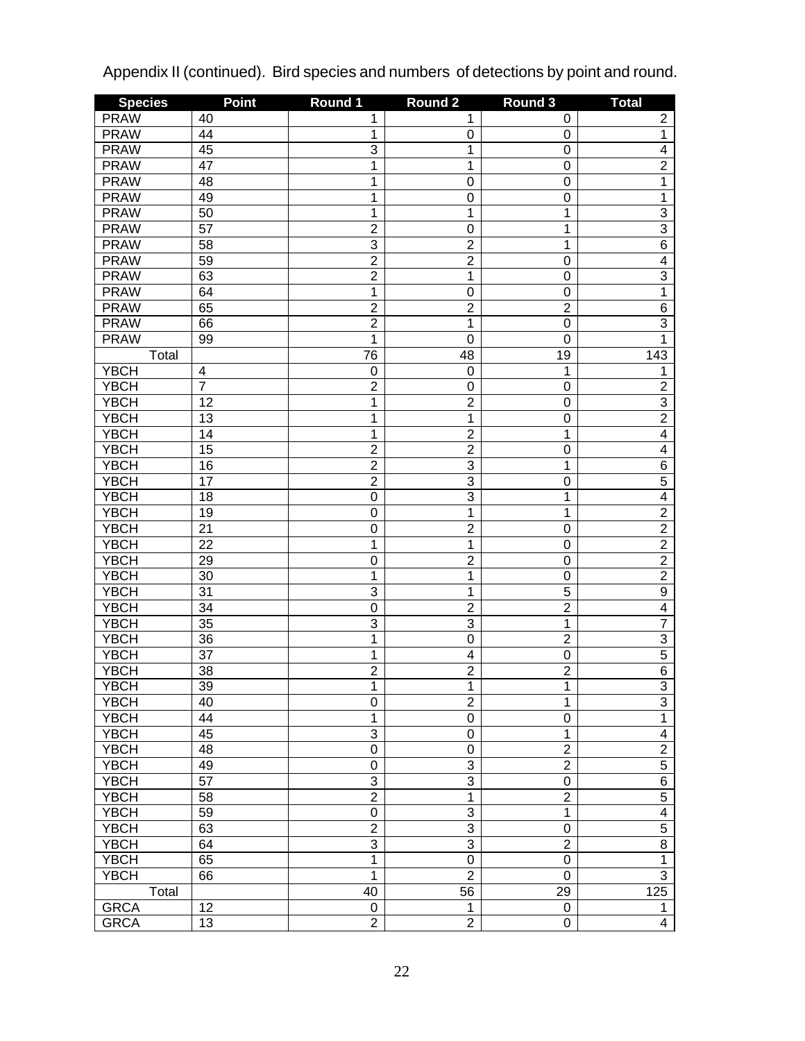Appendix II (continued). Bird species and numbers of detections by point and round.

| Species | Point | Round 1 | Round 2 | Round 3 | Total |
|---|---|---|---|---|---|
| PRAW | 40 | 1 | 1 | 0 | 2 |
| PRAW | 44 | 1 | 0 | 0 | 1 |
| PRAW | 45 | 3 | 1 | 0 | 4 |
| PRAW | 47 | 1 | 1 | 0 | 2 |
| PRAW | 48 | 1 | 0 | 0 | 1 |
| PRAW | 49 | 1 | 0 | 0 | 1 |
| PRAW | 50 | 1 | 1 | 1 | 3 |
| PRAW | 57 | 2 | 0 | 1 | 3 |
| PRAW | 58 | 3 | 2 | 1 | 6 |
| PRAW | 59 | 2 | 2 | 0 | 4 |
| PRAW | 63 | 2 | 1 | 0 | 3 |
| PRAW | 64 | 1 | 0 | 0 | 1 |
| PRAW | 65 | 2 | 2 | 2 | 6 |
| PRAW | 66 | 2 | 1 | 0 | 3 |
| PRAW | 99 | 1 | 0 | 0 | 1 |
| Total | | 76 | 48 | 19 | 143 |
| YBCH | 4 | 0 | 0 | 1 | 1 |
| YBCH | 7 | 2 | 0 | 0 | 2 |
| YBCH | 12 | 1 | 2 | 0 | 3 |
| YBCH | 13 | 1 | 1 | 0 | 2 |
| YBCH | 14 | 1 | 2 | 1 | 4 |
| YBCH | 15 | 2 | 2 | 0 | 4 |
| YBCH | 16 | 2 | 3 | 1 | 6 |
| YBCH | 17 | 2 | 3 | 0 | 5 |
| YBCH | 18 | 0 | 3 | 1 | 4 |
| YBCH | 19 | 0 | 1 | 1 | 2 |
| YBCH | 21 | 0 | 2 | 0 | 2 |
| YBCH | 22 | 1 | 1 | 0 | 2 |
| YBCH | 29 | 0 | 2 | 0 | 2 |
| YBCH | 30 | 1 | 1 | 0 | 2 |
| YBCH | 31 | 3 | 1 | 5 | 9 |
| YBCH | 34 | 0 | 2 | 2 | 4 |
| YBCH | 35 | 3 | 3 | 1 | 7 |
| YBCH | 36 | 1 | 0 | 2 | 3 |
| YBCH | 37 | 1 | 4 | 0 | 5 |
| YBCH | 38 | 2 | 2 | 2 | 6 |
| YBCH | 39 | 1 | 1 | 1 | 3 |
| YBCH | 40 | 0 | 2 | 1 | 3 |
| YBCH | 44 | 1 | 0 | 0 | 1 |
| YBCH | 45 | 3 | 0 | 1 | 4 |
| YBCH | 48 | 0 | 0 | 2 | 2 |
| YBCH | 49 | 0 | 3 | 2 | 5 |
| YBCH | 57 | 3 | 3 | 0 | 6 |
| YBCH | 58 | 2 | 1 | 2 | 5 |
| YBCH | 59 | 0 | 3 | 1 | 4 |
| YBCH | 63 | 2 | 3 | 0 | 5 |
| YBCH | 64 | 3 | 3 | 2 | 8 |
| YBCH | 65 | 1 | 0 | 0 | 1 |
| YBCH | 66 | 1 | 2 | 0 | 3 |
| Total | | 40 | 56 | 29 | 125 |
| GRCA | 12 | 0 | 1 | 0 | 1 |
| GRCA | 13 | 2 | 2 | 0 | 4 |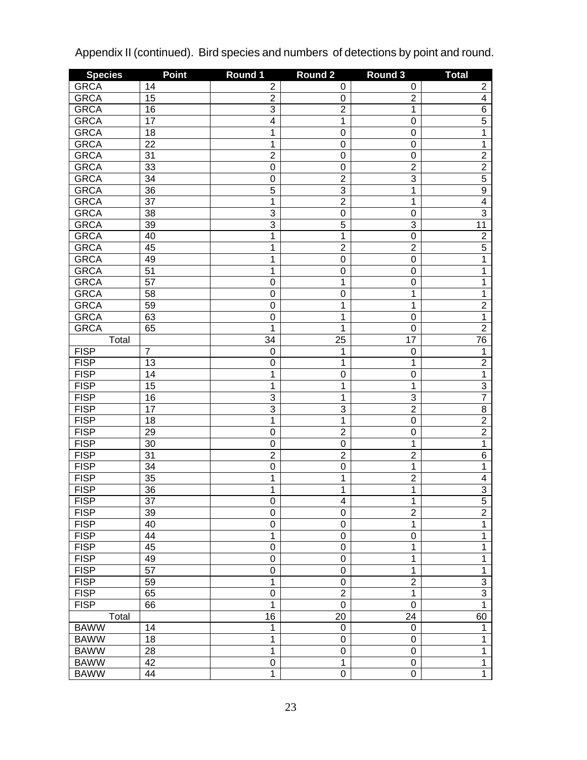Appendix II (continued). Bird species and numbers of detections by point and round.

| Species | Point | Round 1 | Round 2 | Round 3 | Total |
|---|---|---|---|---|---|
| GRCA | 14 | 2 | 0 | 0 | 2 |
| GRCA | 15 | 2 | 0 | 2 | 4 |
| GRCA | 16 | 3 | 2 | 1 | 6 |
| GRCA | 17 | 4 | 1 | 0 | 5 |
| GRCA | 18 | 1 | 0 | 0 | 1 |
| GRCA | 22 | 1 | 0 | 0 | 1 |
| GRCA | 31 | 2 | 0 | 0 | 2 |
| GRCA | 33 | 0 | 0 | 2 | 2 |
| GRCA | 34 | 0 | 2 | 3 | 5 |
| GRCA | 36 | 5 | 3 | 1 | 9 |
| GRCA | 37 | 1 | 2 | 1 | 4 |
| GRCA | 38 | 3 | 0 | 0 | 3 |
| GRCA | 39 | 3 | 5 | 3 | 11 |
| GRCA | 40 | 1 | 1 | 0 | 2 |
| GRCA | 45 | 1 | 2 | 2 | 5 |
| GRCA | 49 | 1 | 0 | 0 | 1 |
| GRCA | 51 | 1 | 0 | 0 | 1 |
| GRCA | 57 | 0 | 1 | 0 | 1 |
| GRCA | 58 | 0 | 0 | 1 | 1 |
| GRCA | 59 | 0 | 1 | 1 | 2 |
| GRCA | 63 | 0 | 1 | 0 | 1 |
| GRCA | 65 | 1 | 1 | 0 | 2 |
| Total | | 34 | 25 | 17 | 76 |
| FISP | 7 | 0 | 1 | 0 | 1 |
| FISP | 13 | 0 | 1 | 1 | 2 |
| FISP | 14 | 1 | 0 | 0 | 1 |
| FISP | 15 | 1 | 1 | 1 | 3 |
| FISP | 16 | 3 | 1 | 3 | 7 |
| FISP | 17 | 3 | 3 | 2 | 8 |
| FISP | 18 | 1 | 1 | 0 | 2 |
| FISP | 29 | 0 | 2 | 0 | 2 |
| FISP | 30 | 0 | 0 | 1 | 1 |
| FISP | 31 | 2 | 2 | 2 | 6 |
| FISP | 34 | 0 | 0 | 1 | 1 |
| FISP | 35 | 1 | 1 | 2 | 4 |
| FISP | 36 | 1 | 1 | 1 | 3 |
| FISP | 37 | 0 | 4 | 1 | 5 |
| FISP | 39 | 0 | 0 | 2 | 2 |
| FISP | 40 | 0 | 0 | 1 | 1 |
| FISP | 44 | 1 | 0 | 0 | 1 |
| FISP | 45 | 0 | 0 | 1 | 1 |
| FISP | 49 | 0 | 0 | 1 | 1 |
| FISP | 57 | 0 | 0 | 1 | 1 |
| FISP | 59 | 1 | 0 | 2 | 3 |
| FISP | 65 | 0 | 2 | 1 | 3 |
| FISP | 66 | 1 | 0 | 0 | 1 |
| Total | | 16 | 20 | 24 | 60 |
| BAWW | 14 | 1 | 0 | 0 | 1 |
| BAWW | 18 | 1 | 0 | 0 | 1 |
| BAWW | 28 | 1 | 0 | 0 | 1 |
| BAWW | 42 | 0 | 1 | 0 | 1 |
| BAWW | 44 | 1 | 0 | 0 | 1 |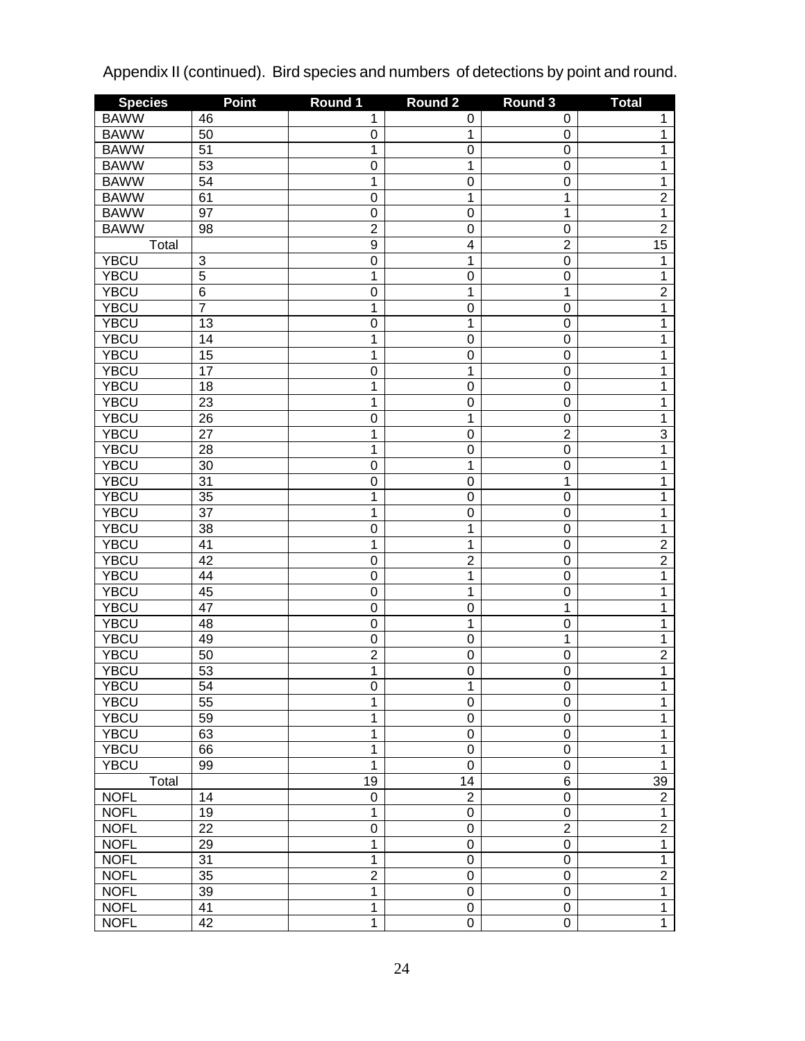Appendix II (continued). Bird species and numbers of detections by point and round.

| Species | Point | Round 1 | Round 2 | Round 3 | Total |
|---|---|---|---|---|---|
| BAWW | 46 | 1 | 0 | 0 | 1 |
| BAWW | 50 | 0 | 1 | 0 | 1 |
| BAWW | 51 | 1 | 0 | 0 | 1 |
| BAWW | 53 | 0 | 1 | 0 | 1 |
| BAWW | 54 | 1 | 0 | 0 | 1 |
| BAWW | 61 | 0 | 1 | 1 | 2 |
| BAWW | 97 | 0 | 0 | 1 | 1 |
| BAWW | 98 | 2 | 0 | 0 | 2 |
| Total | | 9 | 4 | 2 | 15 |
| YBCU | 3 | 0 | 1 | 0 | 1 |
| YBCU | 5 | 1 | 0 | 0 | 1 |
| YBCU | 6 | 0 | 1 | 1 | 2 |
| YBCU | 7 | 1 | 0 | 0 | 1 |
| YBCU | 13 | 0 | 1 | 0 | 1 |
| YBCU | 14 | 1 | 0 | 0 | 1 |
| YBCU | 15 | 1 | 0 | 0 | 1 |
| YBCU | 17 | 0 | 1 | 0 | 1 |
| YBCU | 18 | 1 | 0 | 0 | 1 |
| YBCU | 23 | 1 | 0 | 0 | 1 |
| YBCU | 26 | 0 | 1 | 0 | 1 |
| YBCU | 27 | 1 | 0 | 2 | 3 |
| YBCU | 28 | 1 | 0 | 0 | 1 |
| YBCU | 30 | 0 | 1 | 0 | 1 |
| YBCU | 31 | 0 | 0 | 1 | 1 |
| YBCU | 35 | 1 | 0 | 0 | 1 |
| YBCU | 37 | 1 | 0 | 0 | 1 |
| YBCU | 38 | 0 | 1 | 0 | 1 |
| YBCU | 41 | 1 | 1 | 0 | 2 |
| YBCU | 42 | 0 | 2 | 0 | 2 |
| YBCU | 44 | 0 | 1 | 0 | 1 |
| YBCU | 45 | 0 | 1 | 0 | 1 |
| YBCU | 47 | 0 | 0 | 1 | 1 |
| YBCU | 48 | 0 | 1 | 0 | 1 |
| YBCU | 49 | 0 | 0 | 1 | 1 |
| YBCU | 50 | 2 | 0 | 0 | 2 |
| YBCU | 53 | 1 | 0 | 0 | 1 |
| YBCU | 54 | 0 | 1 | 0 | 1 |
| YBCU | 55 | 1 | 0 | 0 | 1 |
| YBCU | 59 | 1 | 0 | 0 | 1 |
| YBCU | 63 | 1 | 0 | 0 | 1 |
| YBCU | 66 | 1 | 0 | 0 | 1 |
| YBCU | 99 | 1 | 0 | 0 | 1 |
| Total | | 19 | 14 | 6 | 39 |
| NOFL | 14 | 0 | 2 | 0 | 2 |
| NOFL | 19 | 1 | 0 | 0 | 1 |
| NOFL | 22 | 0 | 0 | 2 | 2 |
| NOFL | 29 | 1 | 0 | 0 | 1 |
| NOFL | 31 | 1 | 0 | 0 | 1 |
| NOFL | 35 | 2 | 0 | 0 | 2 |
| NOFL | 39 | 1 | 0 | 0 | 1 |
| NOFL | 41 | 1 | 0 | 0 | 1 |
| NOFL | 42 | 1 | 0 | 0 | 1 |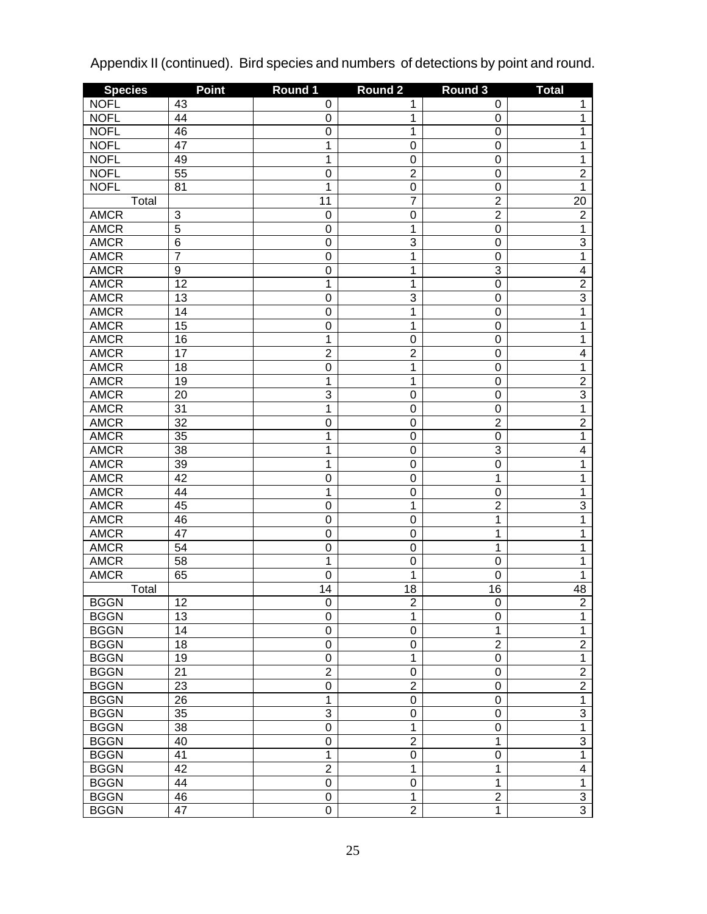Appendix II (continued). Bird species and numbers of detections by point and round.

| Species | Point | Round 1 | Round 2 | Round 3 | Total |
|---|---|---|---|---|---|
| NOFL | 43 | 0 | 1 | 0 | 1 |
| NOFL | 44 | 0 | 1 | 0 | 1 |
| NOFL | 46 | 0 | 1 | 0 | 1 |
| NOFL | 47 | 1 | 0 | 0 | 1 |
| NOFL | 49 | 1 | 0 | 0 | 1 |
| NOFL | 55 | 0 | 2 | 0 | 2 |
| NOFL | 81 | 1 | 0 | 0 | 1 |
| Total | | 11 | 7 | 2 | 20 |
| AMCR | 3 | 0 | 0 | 2 | 2 |
| AMCR | 5 | 0 | 1 | 0 | 1 |
| AMCR | 6 | 0 | 3 | 0 | 3 |
| AMCR | 7 | 0 | 1 | 0 | 1 |
| AMCR | 9 | 0 | 1 | 3 | 4 |
| AMCR | 12 | 1 | 1 | 0 | 2 |
| AMCR | 13 | 0 | 3 | 0 | 3 |
| AMCR | 14 | 0 | 1 | 0 | 1 |
| AMCR | 15 | 0 | 1 | 0 | 1 |
| AMCR | 16 | 1 | 0 | 0 | 1 |
| AMCR | 17 | 2 | 2 | 0 | 4 |
| AMCR | 18 | 0 | 1 | 0 | 1 |
| AMCR | 19 | 1 | 1 | 0 | 2 |
| AMCR | 20 | 3 | 0 | 0 | 3 |
| AMCR | 31 | 1 | 0 | 0 | 1 |
| AMCR | 32 | 0 | 0 | 2 | 2 |
| AMCR | 35 | 1 | 0 | 0 | 1 |
| AMCR | 38 | 1 | 0 | 3 | 4 |
| AMCR | 39 | 1 | 0 | 0 | 1 |
| AMCR | 42 | 0 | 0 | 1 | 1 |
| AMCR | 44 | 1 | 0 | 0 | 1 |
| AMCR | 45 | 0 | 1 | 2 | 3 |
| AMCR | 46 | 0 | 0 | 1 | 1 |
| AMCR | 47 | 0 | 0 | 1 | 1 |
| AMCR | 54 | 0 | 0 | 1 | 1 |
| AMCR | 58 | 1 | 0 | 0 | 1 |
| AMCR | 65 | 0 | 1 | 0 | 1 |
| Total | | 14 | 18 | 16 | 48 |
| BGGN | 12 | 0 | 2 | 0 | 2 |
| BGGN | 13 | 0 | 1 | 0 | 1 |
| BGGN | 14 | 0 | 0 | 1 | 1 |
| BGGN | 18 | 0 | 0 | 2 | 2 |
| BGGN | 19 | 0 | 1 | 0 | 1 |
| BGGN | 21 | 2 | 0 | 0 | 2 |
| BGGN | 23 | 0 | 2 | 0 | 2 |
| BGGN | 26 | 1 | 0 | 0 | 1 |
| BGGN | 35 | 3 | 0 | 0 | 3 |
| BGGN | 38 | 0 | 1 | 0 | 1 |
| BGGN | 40 | 0 | 2 | 1 | 3 |
| BGGN | 41 | 1 | 0 | 0 | 1 |
| BGGN | 42 | 2 | 1 | 1 | 4 |
| BGGN | 44 | 0 | 0 | 1 | 1 |
| BGGN | 46 | 0 | 1 | 2 | 3 |
| BGGN | 47 | 0 | 2 | 1 | 3 |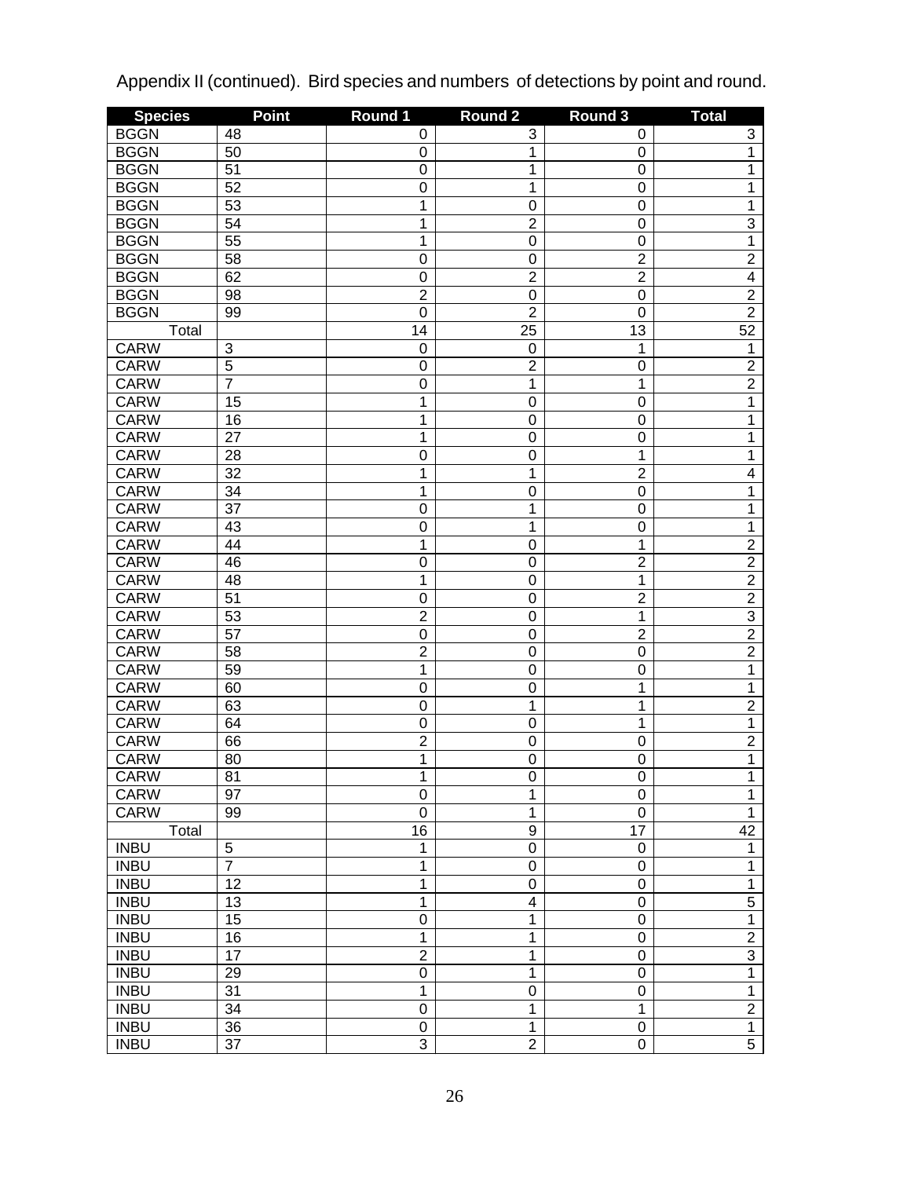Appendix II (continued). Bird species and numbers of detections by point and round.

| Species | Point | Round 1 | Round 2 | Round 3 | Total |
|---|---|---|---|---|---|
| BGGN | 48 | 0 | 3 | 0 | 3 |
| BGGN | 50 | 0 | 1 | 0 | 1 |
| BGGN | 51 | 0 | 1 | 0 | 1 |
| BGGN | 52 | 0 | 1 | 0 | 1 |
| BGGN | 53 | 1 | 0 | 0 | 1 |
| BGGN | 54 | 1 | 2 | 0 | 3 |
| BGGN | 55 | 1 | 0 | 0 | 1 |
| BGGN | 58 | 0 | 0 | 2 | 2 |
| BGGN | 62 | 0 | 2 | 2 | 4 |
| BGGN | 98 | 2 | 0 | 0 | 2 |
| BGGN | 99 | 0 | 2 | 0 | 2 |
| Total | | 14 | 25 | 13 | 52 |
| CARW | 3 | 0 | 0 | 1 | 1 |
| CARW | 5 | 0 | 2 | 0 | 2 |
| CARW | 7 | 0 | 1 | 1 | 2 |
| CARW | 15 | 1 | 0 | 0 | 1 |
| CARW | 16 | 1 | 0 | 0 | 1 |
| CARW | 27 | 1 | 0 | 0 | 1 |
| CARW | 28 | 0 | 0 | 1 | 1 |
| CARW | 32 | 1 | 1 | 2 | 4 |
| CARW | 34 | 1 | 0 | 0 | 1 |
| CARW | 37 | 0 | 1 | 0 | 1 |
| CARW | 43 | 0 | 1 | 0 | 1 |
| CARW | 44 | 1 | 0 | 1 | 2 |
| CARW | 46 | 0 | 0 | 2 | 2 |
| CARW | 48 | 1 | 0 | 1 | 2 |
| CARW | 51 | 0 | 0 | 2 | 2 |
| CARW | 53 | 2 | 0 | 1 | 3 |
| CARW | 57 | 0 | 0 | 2 | 2 |
| CARW | 58 | 2 | 0 | 0 | 2 |
| CARW | 59 | 1 | 0 | 0 | 1 |
| CARW | 60 | 0 | 0 | 1 | 1 |
| CARW | 63 | 0 | 1 | 1 | 2 |
| CARW | 64 | 0 | 0 | 1 | 1 |
| CARW | 66 | 2 | 0 | 0 | 2 |
| CARW | 80 | 1 | 0 | 0 | 1 |
| CARW | 81 | 1 | 0 | 0 | 1 |
| CARW | 97 | 0 | 1 | 0 | 1 |
| CARW | 99 | 0 | 1 | 0 | 1 |
| Total | | 16 | 9 | 17 | 42 |
| INBU | 5 | 1 | 0 | 0 | 1 |
| INBU | 7 | 1 | 0 | 0 | 1 |
| INBU | 12 | 1 | 0 | 0 | 1 |
| INBU | 13 | 1 | 4 | 0 | 5 |
| INBU | 15 | 0 | 1 | 0 | 1 |
| INBU | 16 | 1 | 1 | 0 | 2 |
| INBU | 17 | 2 | 1 | 0 | 3 |
| INBU | 29 | 0 | 1 | 0 | 1 |
| INBU | 31 | 1 | 0 | 0 | 1 |
| INBU | 34 | 0 | 1 | 1 | 2 |
| INBU | 36 | 0 | 1 | 0 | 1 |
| INBU | 37 | 3 | 2 | 0 | 5 |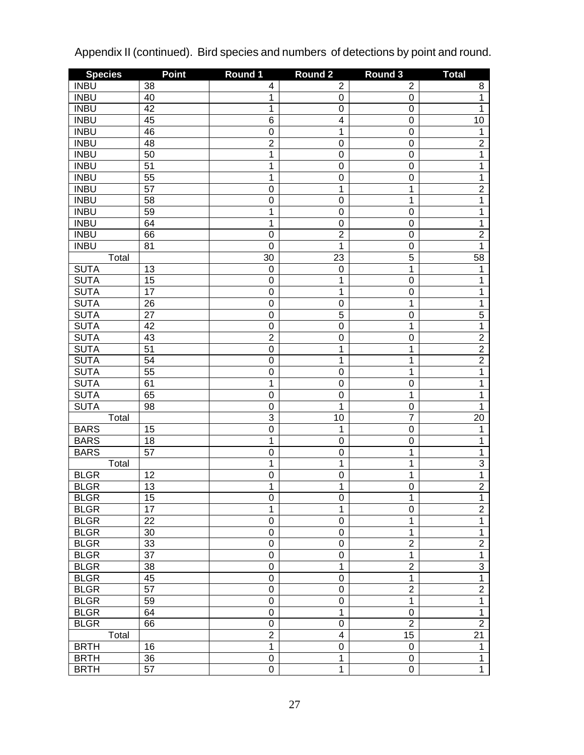Appendix II (continued). Bird species and numbers of detections by point and round.

| Species | Point | Round 1 | Round 2 | Round 3 | Total |
|---|---|---|---|---|---|
| INBU | 38 | 4 | 2 | 2 | 8 |
| INBU | 40 | 1 | 0 | 0 | 1 |
| INBU | 42 | 1 | 0 | 0 | 1 |
| INBU | 45 | 6 | 4 | 0 | 10 |
| INBU | 46 | 0 | 1 | 0 | 1 |
| INBU | 48 | 2 | 0 | 0 | 2 |
| INBU | 50 | 1 | 0 | 0 | 1 |
| INBU | 51 | 1 | 0 | 0 | 1 |
| INBU | 55 | 1 | 0 | 0 | 1 |
| INBU | 57 | 0 | 1 | 1 | 2 |
| INBU | 58 | 0 | 0 | 1 | 1 |
| INBU | 59 | 1 | 0 | 0 | 1 |
| INBU | 64 | 1 | 0 | 0 | 1 |
| INBU | 66 | 0 | 2 | 0 | 2 |
| INBU | 81 | 0 | 1 | 0 | 1 |
| Total | | 30 | 23 | 5 | 58 |
| SUTA | 13 | 0 | 0 | 1 | 1 |
| SUTA | 15 | 0 | 1 | 0 | 1 |
| SUTA | 17 | 0 | 1 | 0 | 1 |
| SUTA | 26 | 0 | 0 | 1 | 1 |
| SUTA | 27 | 0 | 5 | 0 | 5 |
| SUTA | 42 | 0 | 0 | 1 | 1 |
| SUTA | 43 | 2 | 0 | 0 | 2 |
| SUTA | 51 | 0 | 1 | 1 | 2 |
| SUTA | 54 | 0 | 1 | 1 | 2 |
| SUTA | 55 | 0 | 0 | 1 | 1 |
| SUTA | 61 | 1 | 0 | 0 | 1 |
| SUTA | 65 | 0 | 0 | 1 | 1 |
| SUTA | 98 | 0 | 1 | 0 | 1 |
| Total | | 3 | 10 | 7 | 20 |
| BARS | 15 | 0 | 1 | 0 | 1 |
| BARS | 18 | 1 | 0 | 0 | 1 |
| BARS | 57 | 0 | 0 | 1 | 1 |
| Total | | 1 | 1 | 1 | 3 |
| BLGR | 12 | 0 | 0 | 1 | 1 |
| BLGR | 13 | 1 | 1 | 0 | 2 |
| BLGR | 15 | 0 | 0 | 1 | 1 |
| BLGR | 17 | 1 | 1 | 0 | 2 |
| BLGR | 22 | 0 | 0 | 1 | 1 |
| BLGR | 30 | 0 | 0 | 1 | 1 |
| BLGR | 33 | 0 | 0 | 2 | 2 |
| BLGR | 37 | 0 | 0 | 1 | 1 |
| BLGR | 38 | 0 | 1 | 2 | 3 |
| BLGR | 45 | 0 | 0 | 1 | 1 |
| BLGR | 57 | 0 | 0 | 2 | 2 |
| BLGR | 59 | 0 | 0 | 1 | 1 |
| BLGR | 64 | 0 | 1 | 0 | 1 |
| BLGR | 66 | 0 | 0 | 2 | 2 |
| Total | | 2 | 4 | 15 | 21 |
| BRTH | 16 | 1 | 0 | 0 | 1 |
| BRTH | 36 | 0 | 1 | 0 | 1 |
| BRTH | 57 | 0 | 1 | 0 | 1 |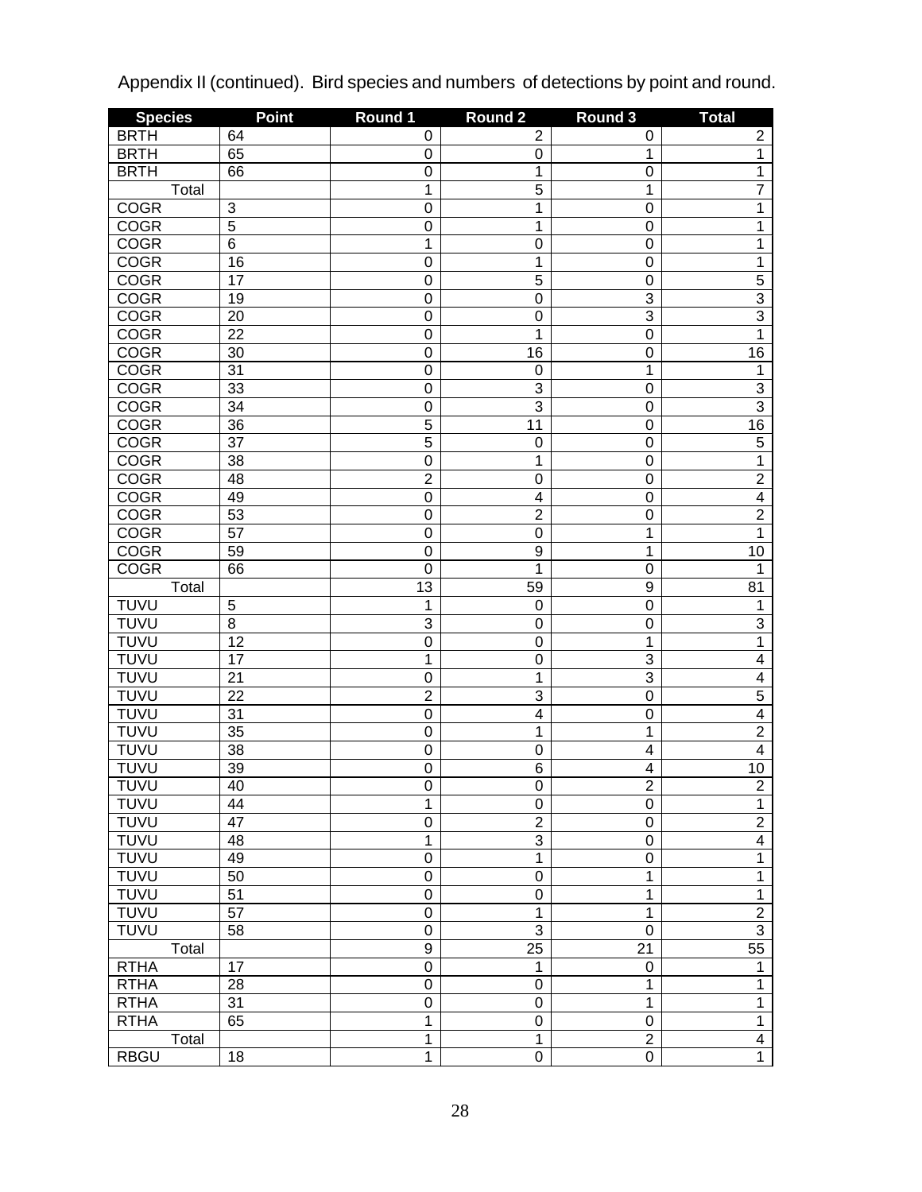Appendix II (continued). Bird species and numbers of detections by point and round.

| Species | Point | Round 1 | Round 2 | Round 3 | Total |
|---|---|---|---|---|---|
| BRTH | 64 | 0 | 2 | 0 | 2 |
| BRTH | 65 | 0 | 0 | 1 | 1 |
| BRTH | 66 | 0 | 1 | 0 | 1 |
| Total | | 1 | 5 | 1 | 7 |
| COGR | 3 | 0 | 1 | 0 | 1 |
| COGR | 5 | 0 | 1 | 0 | 1 |
| COGR | 6 | 1 | 0 | 0 | 1 |
| COGR | 16 | 0 | 1 | 0 | 1 |
| COGR | 17 | 0 | 5 | 0 | 5 |
| COGR | 19 | 0 | 0 | 3 | 3 |
| COGR | 20 | 0 | 0 | 3 | 3 |
| COGR | 22 | 0 | 1 | 0 | 1 |
| COGR | 30 | 0 | 16 | 0 | 16 |
| COGR | 31 | 0 | 0 | 1 | 1 |
| COGR | 33 | 0 | 3 | 0 | 3 |
| COGR | 34 | 0 | 3 | 0 | 3 |
| COGR | 36 | 5 | 11 | 0 | 16 |
| COGR | 37 | 5 | 0 | 0 | 5 |
| COGR | 38 | 0 | 1 | 0 | 1 |
| COGR | 48 | 2 | 0 | 0 | 2 |
| COGR | 49 | 0 | 4 | 0 | 4 |
| COGR | 53 | 0 | 2 | 0 | 2 |
| COGR | 57 | 0 | 0 | 1 | 1 |
| COGR | 59 | 0 | 9 | 1 | 10 |
| COGR | 66 | 0 | 1 | 0 | 1 |
| Total | | 13 | 59 | 9 | 81 |
| TUVU | 5 | 1 | 0 | 0 | 1 |
| TUVU | 8 | 3 | 0 | 0 | 3 |
| TUVU | 12 | 0 | 0 | 1 | 1 |
| TUVU | 17 | 1 | 0 | 3 | 4 |
| TUVU | 21 | 0 | 1 | 3 | 4 |
| TUVU | 22 | 2 | 3 | 0 | 5 |
| TUVU | 31 | 0 | 4 | 0 | 4 |
| TUVU | 35 | 0 | 1 | 1 | 2 |
| TUVU | 38 | 0 | 0 | 4 | 4 |
| TUVU | 39 | 0 | 6 | 4 | 10 |
| TUVU | 40 | 0 | 0 | 2 | 2 |
| TUVU | 44 | 1 | 0 | 0 | 1 |
| TUVU | 47 | 0 | 2 | 0 | 2 |
| TUVU | 48 | 1 | 3 | 0 | 4 |
| TUVU | 49 | 0 | 1 | 0 | 1 |
| TUVU | 50 | 0 | 0 | 1 | 1 |
| TUVU | 51 | 0 | 0 | 1 | 1 |
| TUVU | 57 | 0 | 1 | 1 | 2 |
| TUVU | 58 | 0 | 3 | 0 | 3 |
| Total | | 9 | 25 | 21 | 55 |
| RTHA | 17 | 0 | 1 | 0 | 1 |
| RTHA | 28 | 0 | 0 | 1 | 1 |
| RTHA | 31 | 0 | 0 | 1 | 1 |
| RTHA | 65 | 1 | 0 | 0 | 1 |
| Total | | 1 | 1 | 2 | 4 |
| RBGU | 18 | 1 | 0 | 0 | 1 |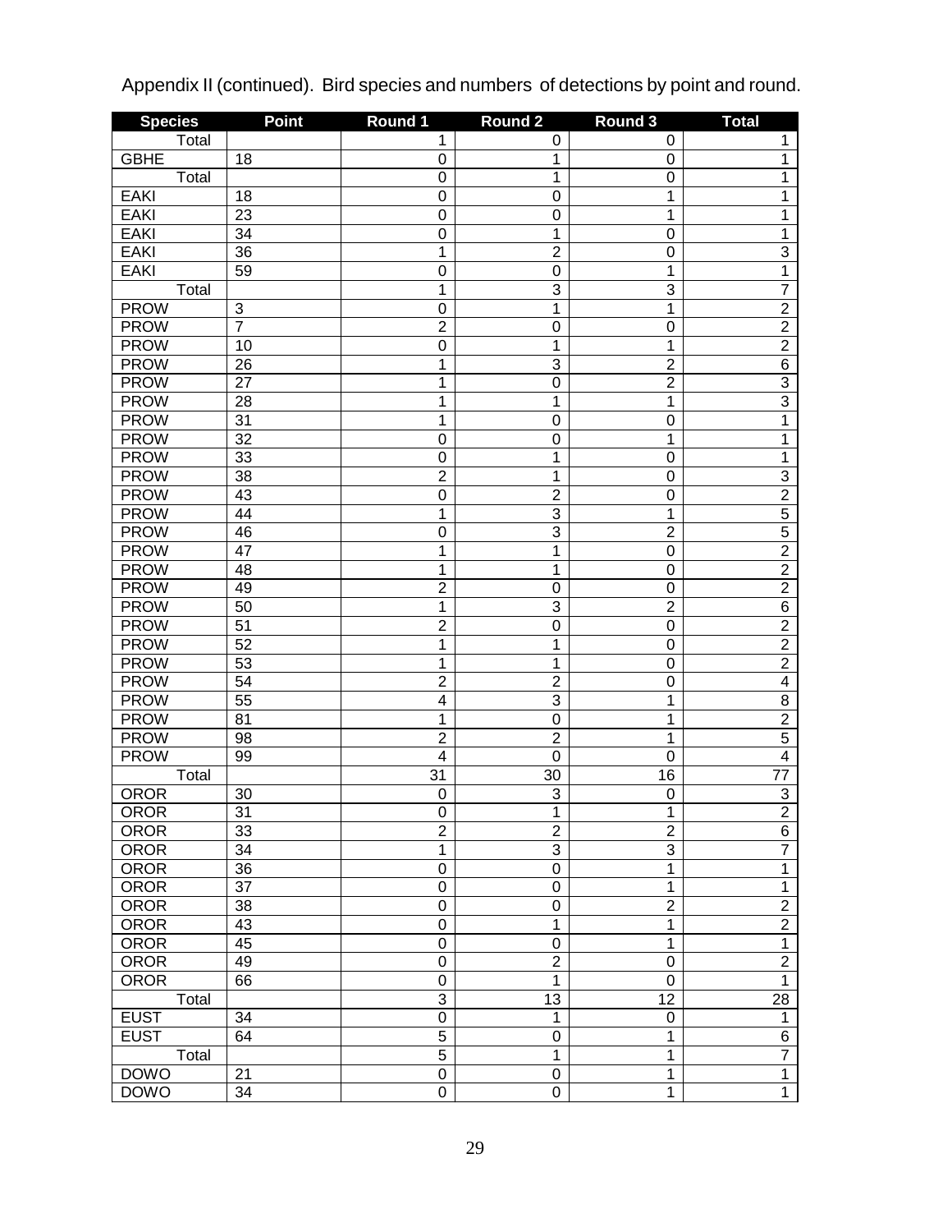Appendix II (continued). Bird species and numbers of detections by point and round.

| Species | Point | Round 1 | Round 2 | Round 3 | Total |
|---|---|---|---|---|---|
| Total | | 1 | 0 | 0 | 1 |
| GBHE | 18 | 0 | 1 | 0 | 1 |
| Total | | 0 | 1 | 0 | 1 |
| EAKI | 18 | 0 | 0 | 1 | 1 |
| EAKI | 23 | 0 | 0 | 1 | 1 |
| EAKI | 34 | 0 | 1 | 0 | 1 |
| EAKI | 36 | 1 | 2 | 0 | 3 |
| EAKI | 59 | 0 | 0 | 1 | 1 |
| Total | | 1 | 3 | 3 | 7 |
| PROW | 3 | 0 | 1 | 1 | 2 |
| PROW | 7 | 2 | 0 | 0 | 2 |
| PROW | 10 | 0 | 1 | 1 | 2 |
| PROW | 26 | 1 | 3 | 2 | 6 |
| PROW | 27 | 1 | 0 | 2 | 3 |
| PROW | 28 | 1 | 1 | 1 | 3 |
| PROW | 31 | 1 | 0 | 0 | 1 |
| PROW | 32 | 0 | 0 | 1 | 1 |
| PROW | 33 | 0 | 1 | 0 | 1 |
| PROW | 38 | 2 | 1 | 0 | 3 |
| PROW | 43 | 0 | 2 | 0 | 2 |
| PROW | 44 | 1 | 3 | 1 | 5 |
| PROW | 46 | 0 | 3 | 2 | 5 |
| PROW | 47 | 1 | 1 | 0 | 2 |
| PROW | 48 | 1 | 1 | 0 | 2 |
| PROW | 49 | 2 | 0 | 0 | 2 |
| PROW | 50 | 1 | 3 | 2 | 6 |
| PROW | 51 | 2 | 0 | 0 | 2 |
| PROW | 52 | 1 | 1 | 0 | 2 |
| PROW | 53 | 1 | 1 | 0 | 2 |
| PROW | 54 | 2 | 2 | 0 | 4 |
| PROW | 55 | 4 | 3 | 1 | 8 |
| PROW | 81 | 1 | 0 | 1 | 2 |
| PROW | 98 | 2 | 2 | 1 | 5 |
| PROW | 99 | 4 | 0 | 0 | 4 |
| Total | | 31 | 30 | 16 | 77 |
| OROR | 30 | 0 | 3 | 0 | 3 |
| OROR | 31 | 0 | 1 | 1 | 2 |
| OROR | 33 | 2 | 2 | 2 | 6 |
| OROR | 34 | 1 | 3 | 3 | 7 |
| OROR | 36 | 0 | 0 | 1 | 1 |
| OROR | 37 | 0 | 0 | 1 | 1 |
| OROR | 38 | 0 | 0 | 2 | 2 |
| OROR | 43 | 0 | 1 | 1 | 2 |
| OROR | 45 | 0 | 0 | 1 | 1 |
| OROR | 49 | 0 | 2 | 0 | 2 |
| OROR | 66 | 0 | 1 | 0 | 1 |
| Total | | 3 | 13 | 12 | 28 |
| EUST | 34 | 0 | 1 | 0 | 1 |
| EUST | 64 | 5 | 0 | 1 | 6 |
| Total | | 5 | 1 | 1 | 7 |
| DOWO | 21 | 0 | 0 | 1 | 1 |
| DOWO | 34 | 0 | 0 | 1 | 1 |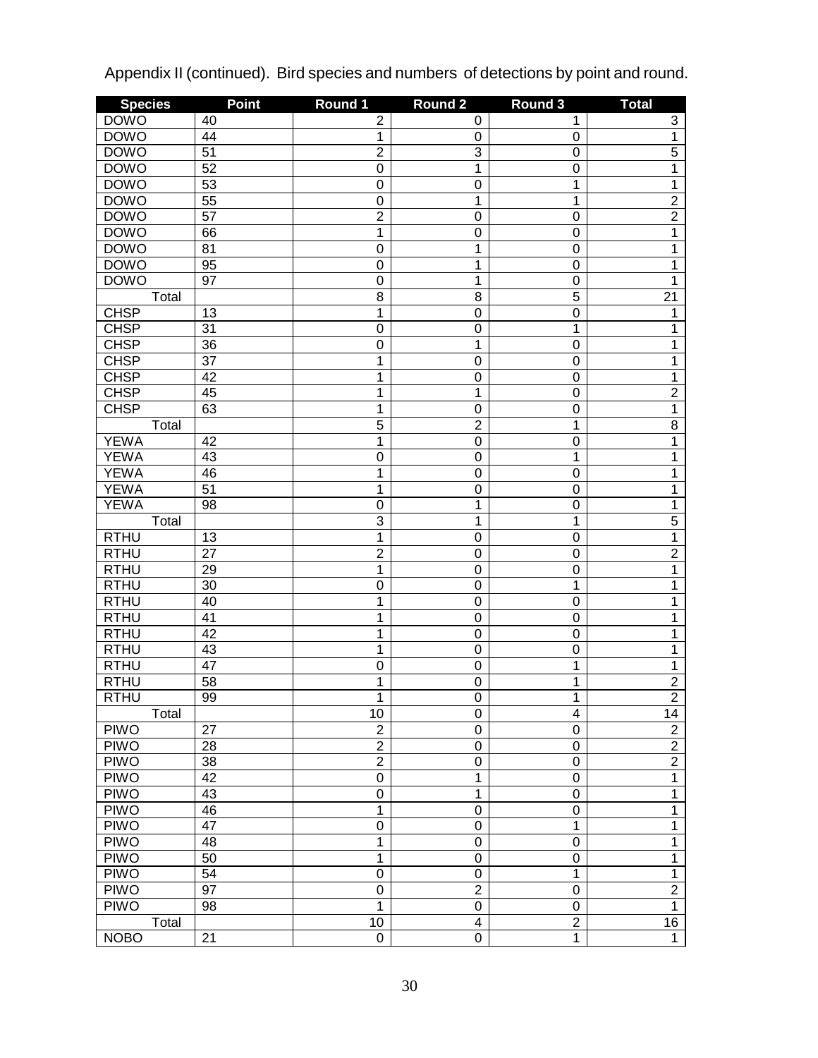Appendix II (continued). Bird species and numbers of detections by point and round.

| Species | Point | Round 1 | Round 2 | Round 3 | Total |
|---|---|---|---|---|---|
| DOWO | 40 | 2 | 0 | 1 | 3 |
| DOWO | 44 | 1 | 0 | 0 | 1 |
| DOWO | 51 | 2 | 3 | 0 | 5 |
| DOWO | 52 | 0 | 1 | 0 | 1 |
| DOWO | 53 | 0 | 0 | 1 | 1 |
| DOWO | 55 | 0 | 1 | 1 | 2 |
| DOWO | 57 | 2 | 0 | 0 | 2 |
| DOWO | 66 | 1 | 0 | 0 | 1 |
| DOWO | 81 | 0 | 1 | 0 | 1 |
| DOWO | 95 | 0 | 1 | 0 | 1 |
| DOWO | 97 | 0 | 1 | 0 | 1 |
| Total | | 8 | 8 | 5 | 21 |
| CHSP | 13 | 1 | 0 | 0 | 1 |
| CHSP | 31 | 0 | 0 | 1 | 1 |
| CHSP | 36 | 0 | 1 | 0 | 1 |
| CHSP | 37 | 1 | 0 | 0 | 1 |
| CHSP | 42 | 1 | 0 | 0 | 1 |
| CHSP | 45 | 1 | 1 | 0 | 2 |
| CHSP | 63 | 1 | 0 | 0 | 1 |
| Total | | 5 | 2 | 1 | 8 |
| YEWA | 42 | 1 | 0 | 0 | 1 |
| YEWA | 43 | 0 | 0 | 1 | 1 |
| YEWA | 46 | 1 | 0 | 0 | 1 |
| YEWA | 51 | 1 | 0 | 0 | 1 |
| YEWA | 98 | 0 | 1 | 0 | 1 |
| Total | | 3 | 1 | 1 | 5 |
| RTHU | 13 | 1 | 0 | 0 | 1 |
| RTHU | 27 | 2 | 0 | 0 | 2 |
| RTHU | 29 | 1 | 0 | 0 | 1 |
| RTHU | 30 | 0 | 0 | 1 | 1 |
| RTHU | 40 | 1 | 0 | 0 | 1 |
| RTHU | 41 | 1 | 0 | 0 | 1 |
| RTHU | 42 | 1 | 0 | 0 | 1 |
| RTHU | 43 | 1 | 0 | 0 | 1 |
| RTHU | 47 | 0 | 0 | 1 | 1 |
| RTHU | 58 | 1 | 0 | 1 | 2 |
| RTHU | 99 | 1 | 0 | 1 | 2 |
| Total | | 10 | 0 | 4 | 14 |
| PIWO | 27 | 2 | 0 | 0 | 2 |
| PIWO | 28 | 2 | 0 | 0 | 2 |
| PIWO | 38 | 2 | 0 | 0 | 2 |
| PIWO | 42 | 0 | 1 | 0 | 1 |
| PIWO | 43 | 0 | 1 | 0 | 1 |
| PIWO | 46 | 1 | 0 | 0 | 1 |
| PIWO | 47 | 0 | 0 | 1 | 1 |
| PIWO | 48 | 1 | 0 | 0 | 1 |
| PIWO | 50 | 1 | 0 | 0 | 1 |
| PIWO | 54 | 0 | 0 | 1 | 1 |
| PIWO | 97 | 0 | 2 | 0 | 2 |
| PIWO | 98 | 1 | 0 | 0 | 1 |
| Total | | 10 | 4 | 2 | 16 |
| NOBO | 21 | 0 | 0 | 1 | 1 |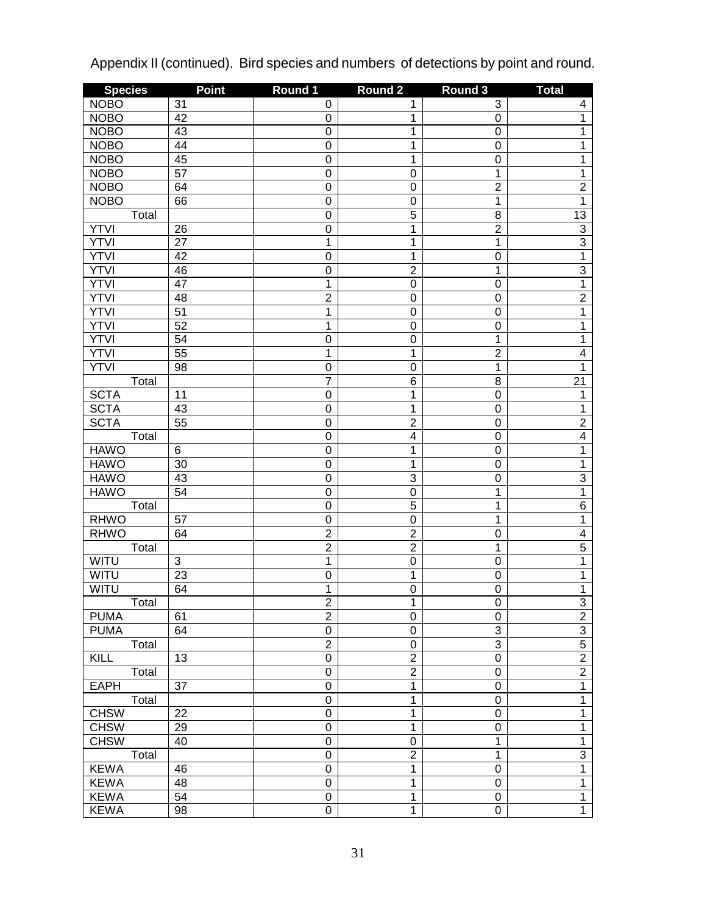Appendix II (continued). Bird species and numbers of detections by point and round.

| Species | Point | Round 1 | Round 2 | Round 3 | Total |
|---|---|---|---|---|---|
| NOBO | 31 | 0 | 1 | 3 | 4 |
| NOBO | 42 | 0 | 1 | 0 | 1 |
| NOBO | 43 | 0 | 1 | 0 | 1 |
| NOBO | 44 | 0 | 1 | 0 | 1 |
| NOBO | 45 | 0 | 1 | 0 | 1 |
| NOBO | 57 | 0 | 0 | 1 | 1 |
| NOBO | 64 | 0 | 0 | 2 | 2 |
| NOBO | 66 | 0 | 0 | 1 | 1 |
| Total | | 0 | 5 | 8 | 13 |
| YTVI | 26 | 0 | 1 | 2 | 3 |
| YTVI | 27 | 1 | 1 | 1 | 3 |
| YTVI | 42 | 0 | 1 | 0 | 1 |
| YTVI | 46 | 0 | 2 | 1 | 3 |
| YTVI | 47 | 1 | 0 | 0 | 1 |
| YTVI | 48 | 2 | 0 | 0 | 2 |
| YTVI | 51 | 1 | 0 | 0 | 1 |
| YTVI | 52 | 1 | 0 | 0 | 1 |
| YTVI | 54 | 0 | 0 | 1 | 1 |
| YTVI | 55 | 1 | 1 | 2 | 4 |
| YTVI | 98 | 0 | 0 | 1 | 1 |
| Total | | 7 | 6 | 8 | 21 |
| SCTA | 11 | 0 | 1 | 0 | 1 |
| SCTA | 43 | 0 | 1 | 0 | 1 |
| SCTA | 55 | 0 | 2 | 0 | 2 |
| Total | | 0 | 4 | 0 | 4 |
| HAWO | 6 | 0 | 1 | 0 | 1 |
| HAWO | 30 | 0 | 1 | 0 | 1 |
| HAWO | 43 | 0 | 3 | 0 | 3 |
| HAWO | 54 | 0 | 0 | 1 | 1 |
| Total | | 0 | 5 | 1 | 6 |
| RHWO | 57 | 0 | 0 | 1 | 1 |
| RHWO | 64 | 2 | 2 | 0 | 4 |
| Total | | 2 | 2 | 1 | 5 |
| WITU | 3 | 1 | 0 | 0 | 1 |
| WITU | 23 | 0 | 1 | 0 | 1 |
| WITU | 64 | 1 | 0 | 0 | 1 |
| Total | | 2 | 1 | 0 | 3 |
| PUMA | 61 | 2 | 0 | 0 | 2 |
| PUMA | 64 | 0 | 0 | 3 | 3 |
| Total | | 2 | 0 | 3 | 5 |
| KILL | 13 | 0 | 2 | 0 | 2 |
| Total | | 0 | 2 | 0 | 2 |
| EAPH | 37 | 0 | 1 | 0 | 1 |
| Total | | 0 | 1 | 0 | 1 |
| CHSW | 22 | 0 | 1 | 0 | 1 |
| CHSW | 29 | 0 | 1 | 0 | 1 |
| CHSW | 40 | 0 | 0 | 1 | 1 |
| Total | | 0 | 2 | 1 | 3 |
| KEWA | 46 | 0 | 1 | 0 | 1 |
| KEWA | 48 | 0 | 1 | 0 | 1 |
| KEWA | 54 | 0 | 1 | 0 | 1 |
| KEWA | 98 | 0 | 1 | 0 | 1 |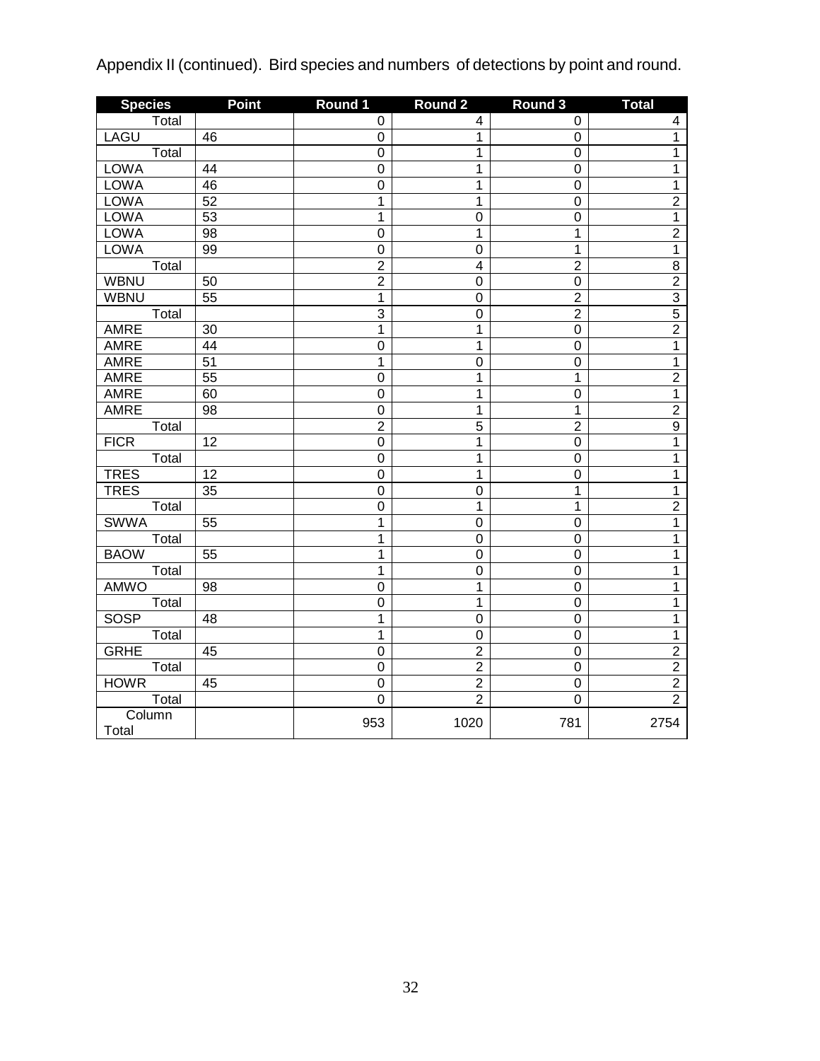Appendix II (continued). Bird species and numbers of detections by point and round.

| Species | Point | Round 1 | Round 2 | Round 3 | Total |
|---|---|---|---|---|---|
| Total | | 0 | 4 | 0 | 4 |
| LAGU | 46 | 0 | 1 | 0 | 1 |
| Total | | 0 | 1 | 0 | 1 |
| LOWA | 44 | 0 | 1 | 0 | 1 |
| LOWA | 46 | 0 | 1 | 0 | 1 |
| LOWA | 52 | 1 | 1 | 0 | 2 |
| LOWA | 53 | 1 | 0 | 0 | 1 |
| LOWA | 98 | 0 | 1 | 1 | 2 |
| LOWA | 99 | 0 | 0 | 1 | 1 |
| Total | | 2 | 4 | 2 | 8 |
| WBNU | 50 | 2 | 0 | 0 | 2 |
| WBNU | 55 | 1 | 0 | 2 | 3 |
| Total | | 3 | 0 | 2 | 5 |
| AMRE | 30 | 1 | 1 | 0 | 2 |
| AMRE | 44 | 0 | 1 | 0 | 1 |
| AMRE | 51 | 1 | 0 | 0 | 1 |
| AMRE | 55 | 0 | 1 | 1 | 2 |
| AMRE | 60 | 0 | 1 | 0 | 1 |
| AMRE | 98 | 0 | 1 | 1 | 2 |
| Total | | 2 | 5 | 2 | 9 |
| FICR | 12 | 0 | 1 | 0 | 1 |
| Total | | 0 | 1 | 0 | 1 |
| TRES | 12 | 0 | 1 | 0 | 1 |
| TRES | 35 | 0 | 0 | 1 | 1 |
| Total | | 0 | 1 | 1 | 2 |
| SWWA | 55 | 1 | 0 | 0 | 1 |
| Total | | 1 | 0 | 0 | 1 |
| BAOW | 55 | 1 | 0 | 0 | 1 |
| Total | | 1 | 0 | 0 | 1 |
| AMWO | 98 | 0 | 1 | 0 | 1 |
| Total | | 0 | 1 | 0 | 1 |
| SOSP | 48 | 1 | 0 | 0 | 1 |
| Total | | 1 | 0 | 0 | 1 |
| GRHE | 45 | 0 | 2 | 0 | 2 |
| Total | | 0 | 2 | 0 | 2 |
| HOWR | 45 | 0 | 2 | 0 | 2 |
| Total | | 0 | 2 | 0 | 2 |
| Column Total | | 953 | 1020 | 781 | 2754 |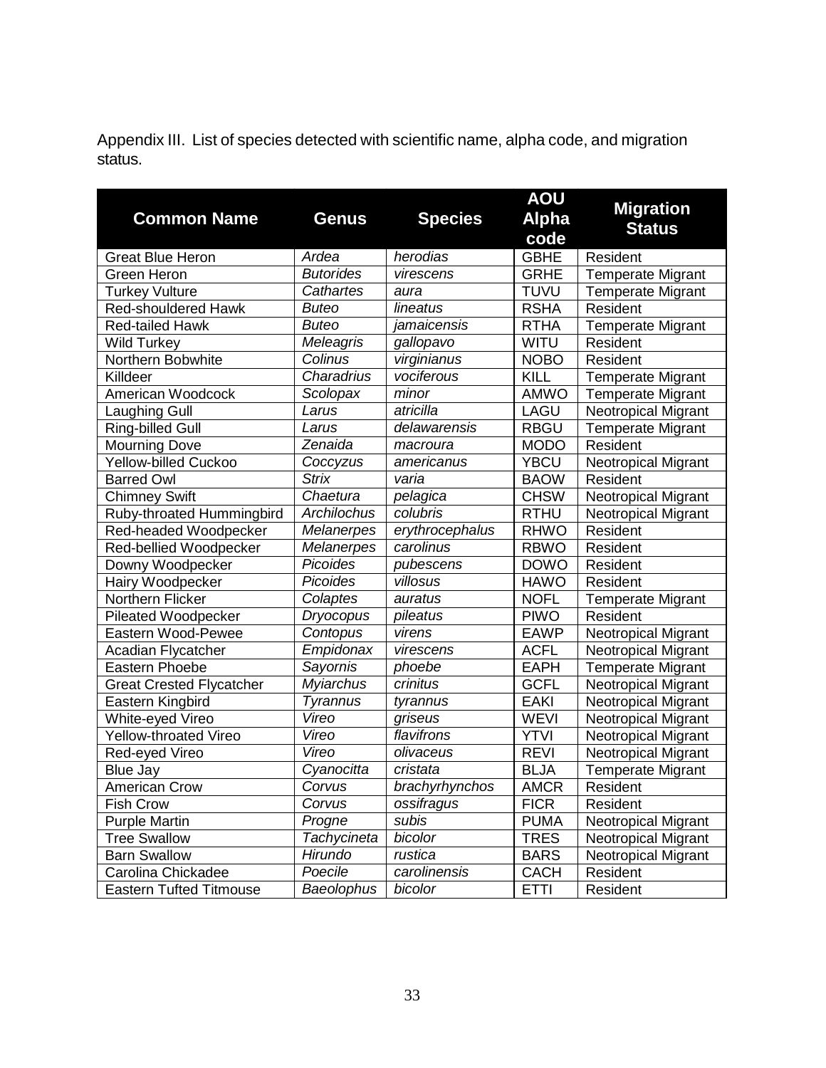Appendix III. List of species detected with scientific name, alpha code, and migration status.

| Common Name | Genus | Species | AOU Alpha code | Migration Status |
|---|---|---|---|---|
| Great Blue Heron | *Ardea* | *herodias* | GBHE | Resident |
| Green Heron | *Butorides* | *virescens* | GRHE | Temperate Migrant |
| Turkey Vulture | *Cathartes* | *aura* | TUVU | Temperate Migrant |
| Red-shouldered Hawk | *Buteo* | *lineatus* | RSHA | Resident |
| Red-tailed Hawk | *Buteo* | *jamaicensis* | RTHA | Temperate Migrant |
| Wild Turkey | *Meleagris* | *gallopavo* | WITU | Resident |
| Northern Bobwhite | *Colinus* | *virginianus* | NOBO | Resident |
| Killdeer | *Charadrius* | *vociferous* | KILL | Temperate Migrant |
| American Woodcock | *Scolopax* | *minor* | AMWO | Temperate Migrant |
| Laughing Gull | *Larus* | *atricilla* | LAGU | Neotropical Migrant |
| Ring-billed Gull | *Larus* | *delawarensis* | RBGU | Temperate Migrant |
| Mourning Dove | *Zenaida* | *macroura* | MODO | Resident |
| Yellow-billed Cuckoo | *Coccyzus* | *americanus* | YBCU | Neotropical Migrant |
| Barred Owl | *Strix* | *varia* | BAOW | Resident |
| Chimney Swift | *Chaetura* | *pelagica* | CHSW | Neotropical Migrant |
| Ruby-throated Hummingbird | *Archilochus* | *colubris* | RTHU | Neotropical Migrant |
| Red-headed Woodpecker | *Melanerpes* | *erythrocephalus* | RHWO | Resident |
| Red-bellied Woodpecker | *Melanerpes* | *carolinus* | RBWO | Resident |
| Downy Woodpecker | *Picoides* | *pubescens* | DOWO | Resident |
| Hairy Woodpecker | *Picoides* | *villosus* | HAWO | Resident |
| Northern Flicker | *Colaptes* | *auratus* | NOFL | Temperate Migrant |
| Pileated Woodpecker | *Dryocopus* | *pileatus* | PIWO | Resident |
| Eastern Wood-Pewee | *Contopus* | *virens* | EAWP | Neotropical Migrant |
| Acadian Flycatcher | *Empidonax* | *virescens* | ACFL | Neotropical Migrant |
| Eastern Phoebe | *Sayornis* | *phoebe* | EAPH | Temperate Migrant |
| Great Crested Flycatcher | *Myiarchus* | *crinitus* | GCFL | Neotropical Migrant |
| Eastern Kingbird | *Tyrannus* | *tyrannus* | EAKI | Neotropical Migrant |
| White-eyed Vireo | *Vireo* | *griseus* | WEVI | Neotropical Migrant |
| Yellow-throated Vireo | *Vireo* | *flavifrons* | YTVI | Neotropical Migrant |
| Red-eyed Vireo | *Vireo* | *olivaceus* | REVI | Neotropical Migrant |
| Blue Jay | *Cyanocitta* | *cristata* | BLJA | Temperate Migrant |
| American Crow | *Corvus* | *brachyrhynchos* | AMCR | Resident |
| Fish Crow | *Corvus* | *ossifragus* | FICR | Resident |
| Purple Martin | *Progne* | *subis* | PUMA | Neotropical Migrant |
| Tree Swallow | *Tachycineta* | *bicolor* | TRES | Neotropical Migrant |
| Barn Swallow | *Hirundo* | *rustica* | BARS | Neotropical Migrant |
| Carolina Chickadee | *Poecile* | *carolinensis* | CACH | Resident |
| Eastern Tufted Titmouse | *Baeolophus* | *bicolor* | ETTI | Resident |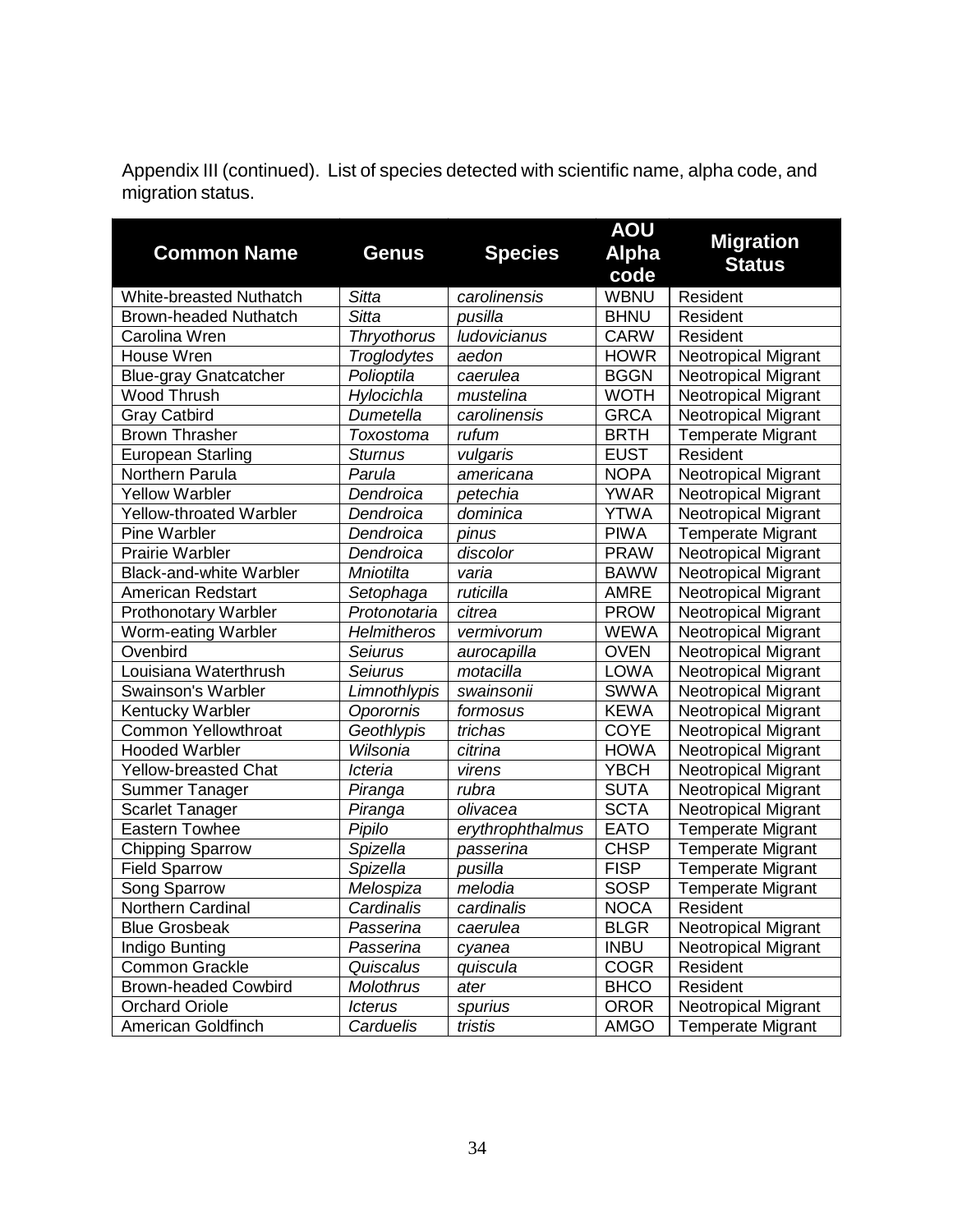Appendix III (continued). List of species detected with scientific name, alpha code, and migration status.

| Common Name | Genus | Species | AOU Alpha code | Migration Status |
|---|---|---|---|---|
| White-breasted Nuthatch | *Sitta* | *carolinensis* | WBNU | Resident |
| Brown-headed Nuthatch | *Sitta* | *pusilla* | BHNU | Resident |
| Carolina Wren | *Thryothorus* | *ludovicianus* | CARW | Resident |
| House Wren | *Troglodytes* | *aedon* | HOWR | Neotropical Migrant |
| Blue-gray Gnatcatcher | *Polioptila* | *caerulea* | BGGN | Neotropical Migrant |
| Wood Thrush | *Hylocichla* | *mustelina* | WOTH | Neotropical Migrant |
| Gray Catbird | *Dumetella* | *carolinensis* | GRCA | Neotropical Migrant |
| Brown Thrasher | *Toxostoma* | *rufum* | BRTH | Temperate Migrant |
| European Starling | *Sturnus* | *vulgaris* | EUST | Resident |
| Northern Parula | *Parula* | *americana* | NOPA | Neotropical Migrant |
| Yellow Warbler | *Dendroica* | *petechia* | YWAR | Neotropical Migrant |
| Yellow-throated Warbler | *Dendroica* | *dominica* | YTWA | Neotropical Migrant |
| Pine Warbler | *Dendroica* | *pinus* | PIWA | Temperate Migrant |
| Prairie Warbler | *Dendroica* | *discolor* | PRAW | Neotropical Migrant |
| Black-and-white Warbler | *Mniotilta* | *varia* | BAWW | Neotropical Migrant |
| American Redstart | *Setophaga* | *ruticilla* | AMRE | Neotropical Migrant |
| Prothonotary Warbler | *Protonotaria* | *citrea* | PROW | Neotropical Migrant |
| Worm-eating Warbler | *Helmitheros* | *vermivorum* | WEWA | Neotropical Migrant |
| Ovenbird | *Seiurus* | *aurocapilla* | OVEN | Neotropical Migrant |
| Louisiana Waterthrush | *Seiurus* | *motacilla* | LOWA | Neotropical Migrant |
| Swainson's Warbler | *Limnothlypis* | *swainsonii* | SWWA | Neotropical Migrant |
| Kentucky Warbler | *Oporornis* | *formosus* | KEWA | Neotropical Migrant |
| Common Yellowthroat | *Geothlypis* | *trichas* | COYE | Neotropical Migrant |
| Hooded Warbler | *Wilsonia* | *citrina* | HOWA | Neotropical Migrant |
| Yellow-breasted Chat | *Icteria* | *virens* | YBCH | Neotropical Migrant |
| Summer Tanager | *Piranga* | *rubra* | SUTA | Neotropical Migrant |
| Scarlet Tanager | *Piranga* | *olivacea* | SCTA | Neotropical Migrant |
| Eastern Towhee | *Pipilo* | *erythrophthalmus* | EATO | Temperate Migrant |
| Chipping Sparrow | *Spizella* | *passerina* | CHSP | Temperate Migrant |
| Field Sparrow | *Spizella* | *pusilla* | FISP | Temperate Migrant |
| Song Sparrow | *Melospiza* | *melodia* | SOSP | Temperate Migrant |
| Northern Cardinal | *Cardinalis* | *cardinalis* | NOCA | Resident |
| Blue Grosbeak | *Passerina* | *caerulea* | BLGR | Neotropical Migrant |
| Indigo Bunting | *Passerina* | *cyanea* | INBU | Neotropical Migrant |
| Common Grackle | *Quiscalus* | *quiscula* | COGR | Resident |
| Brown-headed Cowbird | *Molothrus* | *ater* | BHCO | Resident |
| Orchard Oriole | *Icterus* | *spurius* | OROR | Neotropical Migrant |
| American Goldfinch | *Carduelis* | *tristis* | AMGO | Temperate Migrant |